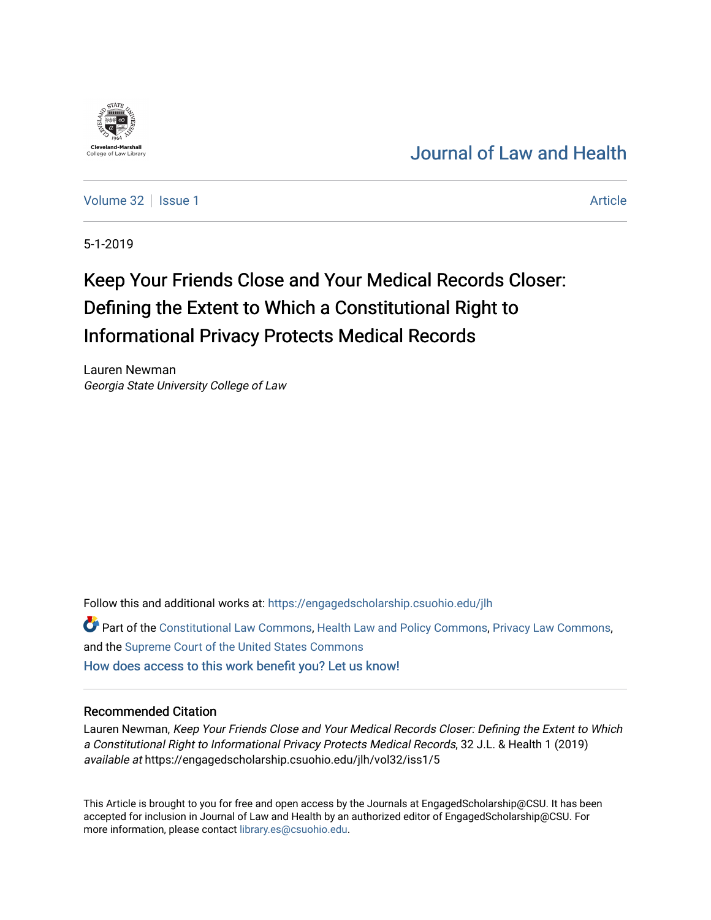Journal of Law and Health

Volume 32 | Issue 1 | Article

5-1-2019

# Keep Your Friends Close and Your Medical Records Closer: Defining the Extent to Which a Constitutional Right to Informational Privacy Protects Medical Records

Lauren Newman
*Georgia State University College of Law*

Follow this and additional works at: https://engagedscholarship.csuohio.edu/jlh

Part of the Constitutional Law Commons, Health Law and Policy Commons, Privacy Law Commons, and the Supreme Court of the United States Commons

How does access to this work benefit you? Let us know!

## Recommended Citation

Lauren Newman, *Keep Your Friends Close and Your Medical Records Closer: Defining the Extent to Which a Constitutional Right to Informational Privacy Protects Medical Records*, 32 J.L. & Health 1 (2019) *available at* https://engagedscholarship.csuohio.edu/jlh/vol32/iss1/5

This Article is brought to you for free and open access by the Journals at EngagedScholarship@CSU. It has been accepted for inclusion in Journal of Law and Health by an authorized editor of EngagedScholarship@CSU. For more information, please contact library.es@csuohio.edu.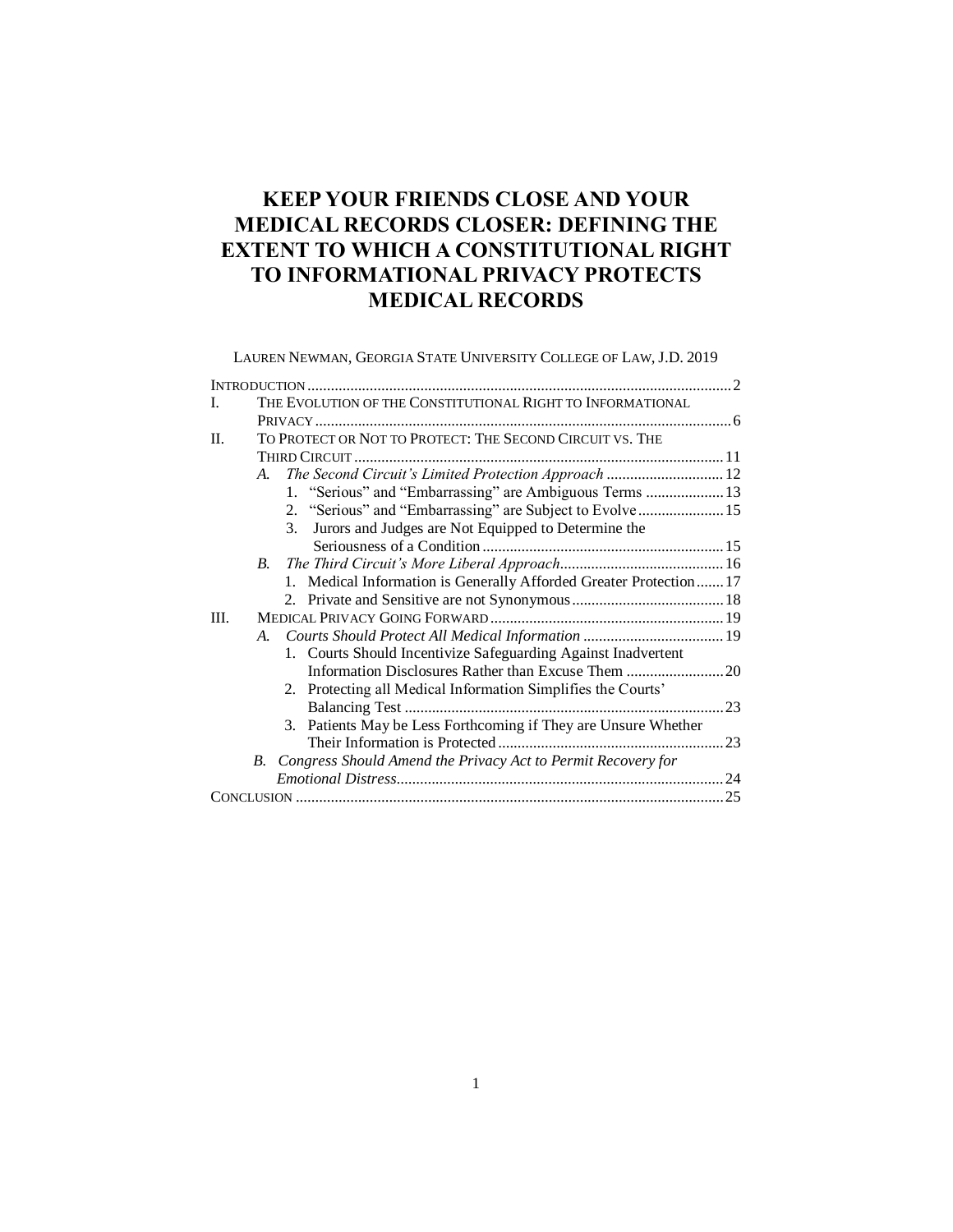# KEEP YOUR FRIENDS CLOSE AND YOUR MEDICAL RECORDS CLOSER: DEFINING THE EXTENT TO WHICH A CONSTITUTIONAL RIGHT TO INFORMATIONAL PRIVACY PROTECTS MEDICAL RECORDS

LAUREN NEWMAN, GEORGIA STATE UNIVERSITY COLLEGE OF LAW, J.D. 2019

- INTRODUCTION .......... 2
- I. THE EVOLUTION OF THE CONSTITUTIONAL RIGHT TO INFORMATIONAL PRIVACY .......... 6
- II. TO PROTECT OR NOT TO PROTECT: THE SECOND CIRCUIT VS. THE THIRD CIRCUIT .......... 11
  - *A. The Second Circuit's Limited Protection Approach* .......... 12
    - 1. "Serious" and "Embarrassing" are Ambiguous Terms .......... 13
    - 2. "Serious" and "Embarrassing" are Subject to Evolve .......... 15
    - 3. Jurors and Judges are Not Equipped to Determine the Seriousness of a Condition .......... 15
  - *B. The Third Circuit's More Liberal Approach* .......... 16
    - 1. Medical Information is Generally Afforded Greater Protection .......... 17
    - 2. Private and Sensitive are not Synonymous .......... 18
- III. MEDICAL PRIVACY GOING FORWARD .......... 19
  - *A. Courts Should Protect All Medical Information* .......... 19
    - 1. Courts Should Incentivize Safeguarding Against Inadvertent Information Disclosures Rather than Excuse Them .......... 20
    - 2. Protecting all Medical Information Simplifies the Courts' Balancing Test .......... 23
    - 3. Patients May be Less Forthcoming if They are Unsure Whether Their Information is Protected .......... 23
  - *B. Congress Should Amend the Privacy Act to Permit Recovery for Emotional Distress* .......... 24
- CONCLUSION .......... 25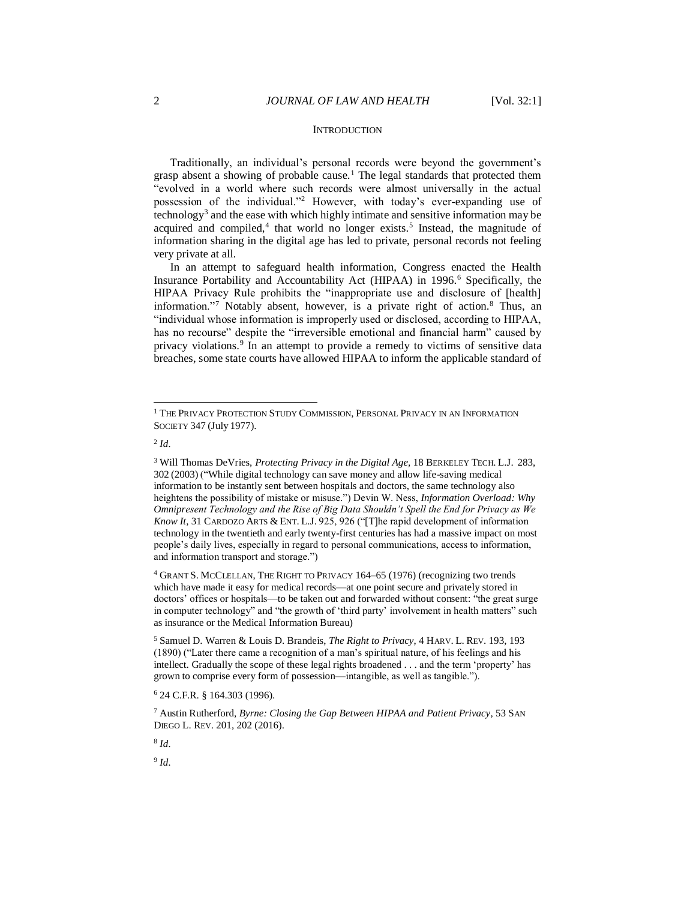## INTRODUCTION

Traditionally, an individual's personal records were beyond the government's grasp absent a showing of probable cause.[1] The legal standards that protected them "evolved in a world where such records were almost universally in the actual possession of the individual."[2] However, with today's ever-expanding use of technology[3] and the ease with which highly intimate and sensitive information may be acquired and compiled,[4] that world no longer exists.[5] Instead, the magnitude of information sharing in the digital age has led to private, personal records not feeling very private at all.

In an attempt to safeguard health information, Congress enacted the Health Insurance Portability and Accountability Act (HIPAA) in 1996.[6] Specifically, the HIPAA Privacy Rule prohibits the "inappropriate use and disclosure of [health] information."[7] Notably absent, however, is a private right of action.[8] Thus, an "individual whose information is improperly used or disclosed, according to HIPAA, has no recourse" despite the "irreversible emotional and financial harm" caused by privacy violations.[9] In an attempt to provide a remedy to victims of sensitive data breaches, some state courts have allowed HIPAA to inform the applicable standard of

---

[1] THE PRIVACY PROTECTION STUDY COMMISSION, PERSONAL PRIVACY IN AN INFORMATION SOCIETY 347 (July 1977).

[2] *Id*.

[3] Will Thomas DeVries, *Protecting Privacy in the Digital Age*, 18 BERKELEY TECH. L.J. 283, 302 (2003) ("While digital technology can save money and allow life-saving medical information to be instantly sent between hospitals and doctors, the same technology also heightens the possibility of mistake or misuse.") Devin W. Ness, *Information Overload: Why Omnipresent Technology and the Rise of Big Data Shouldn't Spell the End for Privacy as We Know It*, 31 CARDOZO ARTS & ENT. L.J. 925, 926 ("[T]he rapid development of information technology in the twentieth and early twenty-first centuries has had a massive impact on most people's daily lives, especially in regard to personal communications, access to information, and information transport and storage.")

[4] GRANT S. MCCLELLAN, THE RIGHT TO PRIVACY 164–65 (1976) (recognizing two trends which have made it easy for medical records—at one point secure and privately stored in doctors' offices or hospitals—to be taken out and forwarded without consent: "the great surge in computer technology" and "the growth of 'third party' involvement in health matters" such as insurance or the Medical Information Bureau)

[5] Samuel D. Warren & Louis D. Brandeis, *The Right to Privacy*, 4 HARV. L. REV. 193, 193 (1890) ("Later there came a recognition of a man's spiritual nature, of his feelings and his intellect. Gradually the scope of these legal rights broadened . . . and the term 'property' has grown to comprise every form of possession—intangible, as well as tangible.").

[6] 24 C.F.R. § 164.303 (1996).

[7] Austin Rutherford, *Byrne: Closing the Gap Between HIPAA and Patient Privacy*, 53 SAN DIEGO L. REV. 201, 202 (2016).

[8] *Id*.

[9] *Id*.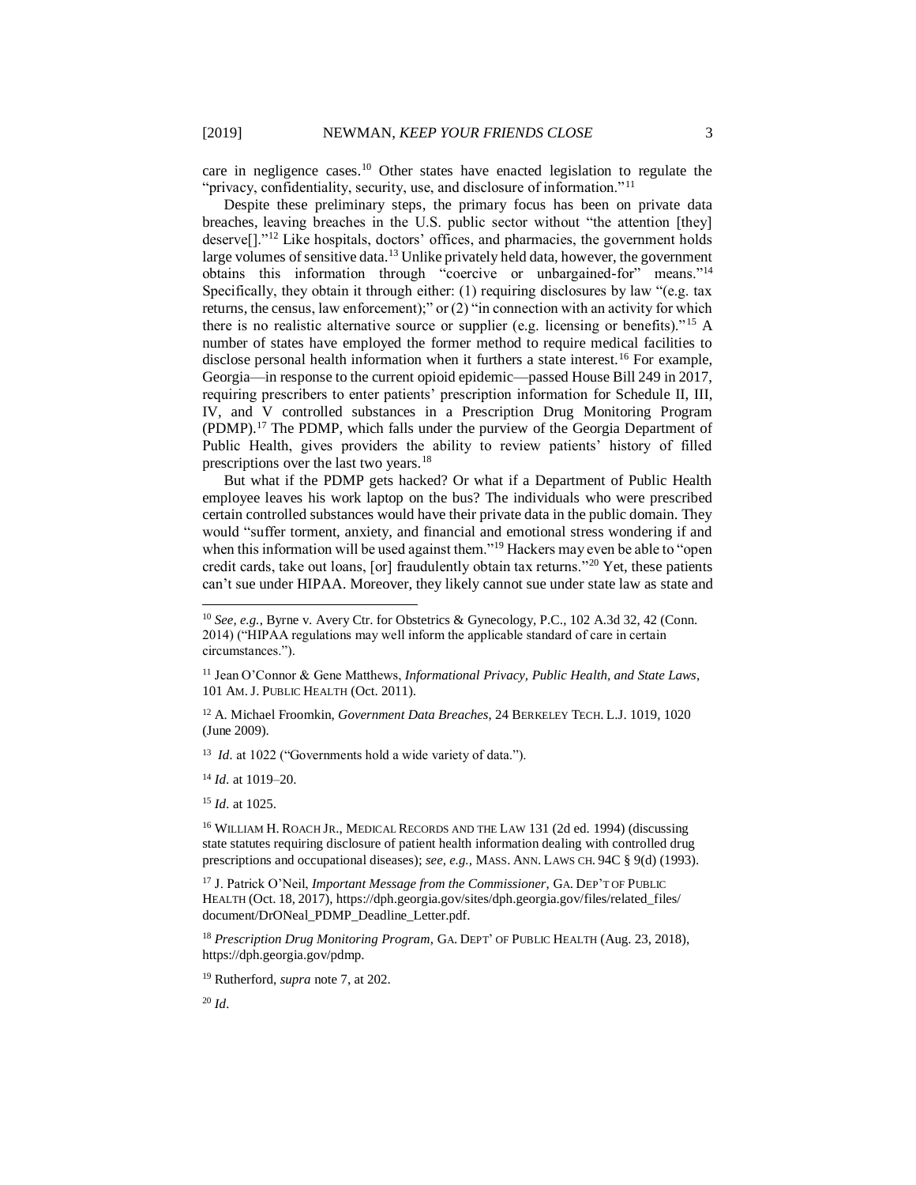care in negligence cases.[10] Other states have enacted legislation to regulate the "privacy, confidentiality, security, use, and disclosure of information."[11]

Despite these preliminary steps, the primary focus has been on private data breaches, leaving breaches in the U.S. public sector without "the attention [they] deserve[]."[12] Like hospitals, doctors' offices, and pharmacies, the government holds large volumes of sensitive data.[13] Unlike privately held data, however, the government obtains this information through "coercive or unbargained-for" means."[14] Specifically, they obtain it through either: (1) requiring disclosures by law "(e.g. tax returns, the census, law enforcement);" or (2) "in connection with an activity for which there is no realistic alternative source or supplier (e.g. licensing or benefits)."[15] A number of states have employed the former method to require medical facilities to disclose personal health information when it furthers a state interest.[16] For example, Georgia—in response to the current opioid epidemic—passed House Bill 249 in 2017, requiring prescribers to enter patients' prescription information for Schedule II, III, IV, and V controlled substances in a Prescription Drug Monitoring Program (PDMP).[17] The PDMP, which falls under the purview of the Georgia Department of Public Health, gives providers the ability to review patients' history of filled prescriptions over the last two years.[18]

But what if the PDMP gets hacked? Or what if a Department of Public Health employee leaves his work laptop on the bus? The individuals who were prescribed certain controlled substances would have their private data in the public domain. They would "suffer torment, anxiety, and financial and emotional stress wondering if and when this information will be used against them."[19] Hackers may even be able to "open credit cards, take out loans, [or] fraudulently obtain tax returns."[20] Yet, these patients can't sue under HIPAA. Moreover, they likely cannot sue under state law as state and

---

[10] *See, e.g.*, Byrne v. Avery Ctr. for Obstetrics & Gynecology, P.C., 102 A.3d 32, 42 (Conn. 2014) ("HIPAA regulations may well inform the applicable standard of care in certain circumstances.").

[11] Jean O'Connor & Gene Matthews, *Informational Privacy, Public Health, and State Laws*, 101 AM. J. PUBLIC HEALTH (Oct. 2011).

[12] A. Michael Froomkin, *Government Data Breaches*, 24 BERKELEY TECH. L.J. 1019, 1020 (June 2009).

[13] *Id*. at 1022 ("Governments hold a wide variety of data.").

[14] *Id*. at 1019–20.

[15] *Id*. at 1025.

[16] WILLIAM H. ROACH JR., MEDICAL RECORDS AND THE LAW 131 (2d ed. 1994) (discussing state statutes requiring disclosure of patient health information dealing with controlled drug prescriptions and occupational diseases); *see, e.g.*, MASS. ANN. LAWS CH. 94C § 9(d) (1993).

[17] J. Patrick O'Neil, *Important Message from the Commissioner*, GA. DEP'T OF PUBLIC HEALTH (Oct. 18, 2017), https://dph.georgia.gov/sites/dph.georgia.gov/files/related_files/document/DrONeal_PDMP_Deadline_Letter.pdf.

[18] *Prescription Drug Monitoring Program*, GA. DEPT' OF PUBLIC HEALTH (Aug. 23, 2018), https://dph.georgia.gov/pdmp.

[19] Rutherford, *supra* note 7, at 202.

[20] *Id*.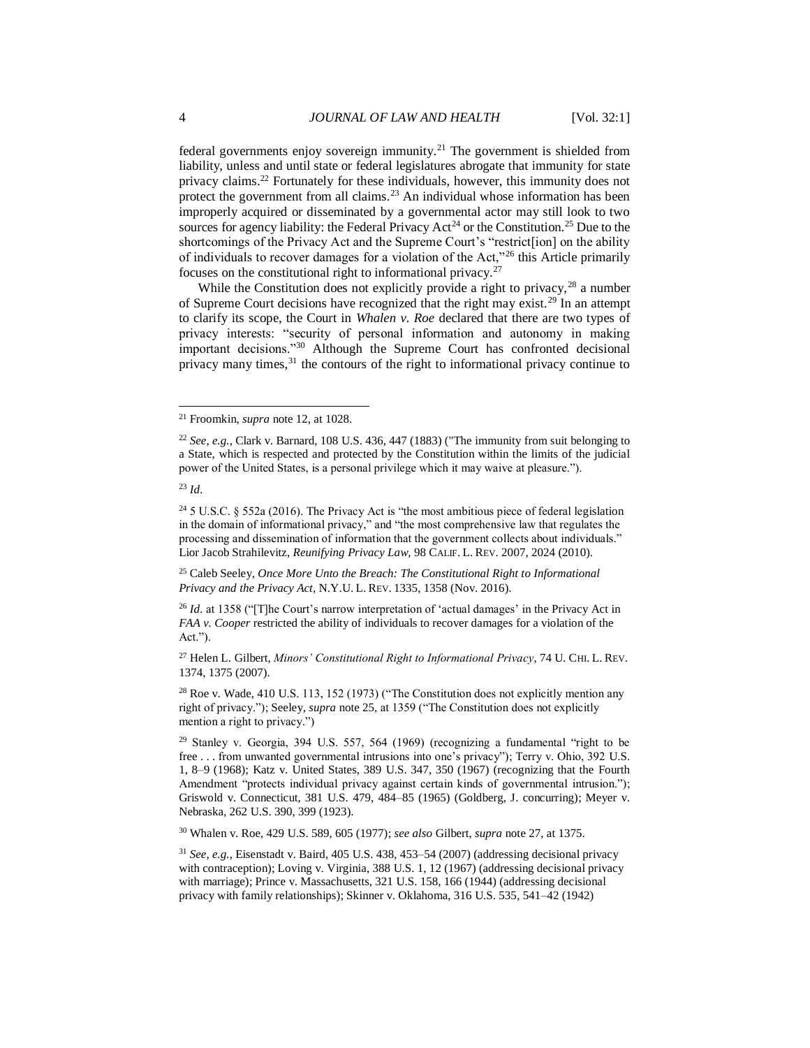federal governments enjoy sovereign immunity.[21] The government is shielded from liability, unless and until state or federal legislatures abrogate that immunity for state privacy claims.[22] Fortunately for these individuals, however, this immunity does not protect the government from all claims.[23] An individual whose information has been improperly acquired or disseminated by a governmental actor may still look to two sources for agency liability: the Federal Privacy Act[24] or the Constitution.[25] Due to the shortcomings of the Privacy Act and the Supreme Court's "restrict[ion] on the ability of individuals to recover damages for a violation of the Act,"[26] this Article primarily focuses on the constitutional right to informational privacy.[27]

While the Constitution does not explicitly provide a right to privacy,[28] a number of Supreme Court decisions have recognized that the right may exist.[29] In an attempt to clarify its scope, the Court in *Whalen v. Roe* declared that there are two types of privacy interests: "security of personal information and autonomy in making important decisions."[30] Although the Supreme Court has confronted decisional privacy many times,[31] the contours of the right to informational privacy continue to

---

[21] Froomkin, *supra* note 12, at 1028.

[22] *See, e.g.*, Clark v. Barnard, 108 U.S. 436, 447 (1883) ("The immunity from suit belonging to a State, which is respected and protected by the Constitution within the limits of the judicial power of the United States, is a personal privilege which it may waive at pleasure.").

[23] *Id*.

[24] 5 U.S.C. § 552a (2016). The Privacy Act is "the most ambitious piece of federal legislation in the domain of informational privacy," and "the most comprehensive law that regulates the processing and dissemination of information that the government collects about individuals." Lior Jacob Strahilevitz, *Reunifying Privacy Law*, 98 CALIF. L. REV. 2007, 2024 (2010).

[25] Caleb Seeley, *Once More Unto the Breach: The Constitutional Right to Informational Privacy and the Privacy Act*, N.Y.U. L. REV. 1335, 1358 (Nov. 2016).

[26] *Id*. at 1358 ("[T]he Court's narrow interpretation of 'actual damages' in the Privacy Act in *FAA v. Cooper* restricted the ability of individuals to recover damages for a violation of the Act.").

[27] Helen L. Gilbert, *Minors' Constitutional Right to Informational Privacy*, 74 U. CHI. L. REV. 1374, 1375 (2007).

[28] Roe v. Wade, 410 U.S. 113, 152 (1973) ("The Constitution does not explicitly mention any right of privacy."); Seeley, *supra* note 25, at 1359 ("The Constitution does not explicitly mention a right to privacy.")

[29] Stanley v. Georgia, 394 U.S. 557, 564 (1969) (recognizing a fundamental "right to be free . . . from unwanted governmental intrusions into one's privacy"); Terry v. Ohio, 392 U.S. 1, 8–9 (1968); Katz v. United States, 389 U.S. 347, 350 (1967) (recognizing that the Fourth Amendment "protects individual privacy against certain kinds of governmental intrusion."); Griswold v. Connecticut, 381 U.S. 479, 484–85 (1965) (Goldberg, J. concurring); Meyer v. Nebraska, 262 U.S. 390, 399 (1923).

[30] Whalen v. Roe, 429 U.S. 589, 605 (1977); *see also* Gilbert, *supra* note 27, at 1375.

[31] *See, e.g.*, Eisenstadt v. Baird, 405 U.S. 438, 453–54 (2007) (addressing decisional privacy with contraception); Loving v. Virginia, 388 U.S. 1, 12 (1967) (addressing decisional privacy with marriage); Prince v. Massachusetts, 321 U.S. 158, 166 (1944) (addressing decisional privacy with family relationships); Skinner v. Oklahoma, 316 U.S. 535, 541–42 (1942)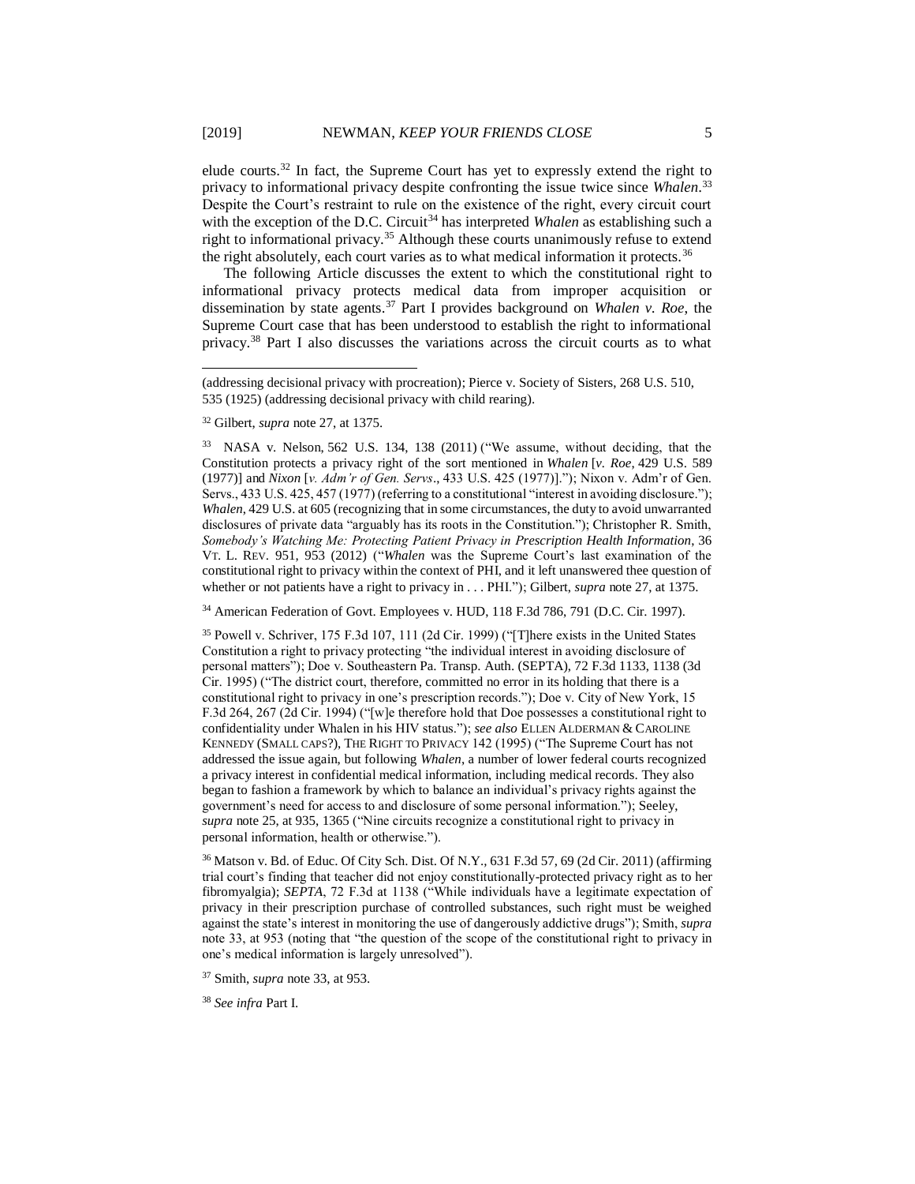elude courts.[32] In fact, the Supreme Court has yet to expressly extend the right to privacy to informational privacy despite confronting the issue twice since *Whalen*.[33] Despite the Court's restraint to rule on the existence of the right, every circuit court with the exception of the D.C. Circuit[34] has interpreted *Whalen* as establishing such a right to informational privacy.[35] Although these courts unanimously refuse to extend the right absolutely, each court varies as to what medical information it protects.[36]

The following Article discusses the extent to which the constitutional right to informational privacy protects medical data from improper acquisition or dissemination by state agents.[37] Part I provides background on *Whalen v. Roe*, the Supreme Court case that has been understood to establish the right to informational privacy.[38] Part I also discusses the variations across the circuit courts as to what

---

(addressing decisional privacy with procreation); Pierce v. Society of Sisters, 268 U.S. 510, 535 (1925) (addressing decisional privacy with child rearing).

[32] Gilbert, *supra* note 27, at 1375.

[33] NASA v. Nelson, 562 U.S. 134, 138 (2011) ("We assume, without deciding, that the Constitution protects a privacy right of the sort mentioned in *Whalen* [*v. Roe*, 429 U.S. 589 (1977)] and *Nixon* [*v. Adm'r of Gen. Servs*., 433 U.S. 425 (1977)]."); Nixon v. Adm'r of Gen. Servs., 433 U.S. 425, 457 (1977) (referring to a constitutional "interest in avoiding disclosure."); *Whalen*, 429 U.S. at 605 (recognizing that in some circumstances, the duty to avoid unwarranted disclosures of private data "arguably has its roots in the Constitution."); Christopher R. Smith, *Somebody's Watching Me: Protecting Patient Privacy in Prescription Health Information*, 36 VT. L. REV. 951, 953 (2012) ("*Whalen* was the Supreme Court's last examination of the constitutional right to privacy within the context of PHI, and it left unanswered thee question of whether or not patients have a right to privacy in . . . PHI."); Gilbert, *supra* note 27, at 1375.

[34] American Federation of Govt. Employees v. HUD, 118 F.3d 786, 791 (D.C. Cir. 1997).

[35] Powell v. Schriver, 175 F.3d 107, 111 (2d Cir. 1999) ("[T]here exists in the United States Constitution a right to privacy protecting "the individual interest in avoiding disclosure of personal matters"); Doe v. Southeastern Pa. Transp. Auth. (SEPTA), 72 F.3d 1133, 1138 (3d Cir. 1995) ("The district court, therefore, committed no error in its holding that there is a constitutional right to privacy in one's prescription records."); Doe v. City of New York, 15 F.3d 264, 267 (2d Cir. 1994) ("[w]e therefore hold that Doe possesses a constitutional right to confidentiality under Whalen in his HIV status."); *see also* ELLEN ALDERMAN & CAROLINE KENNEDY (SMALL CAPS?), THE RIGHT TO PRIVACY 142 (1995) ("The Supreme Court has not addressed the issue again, but following *Whalen*, a number of lower federal courts recognized a privacy interest in confidential medical information, including medical records. They also began to fashion a framework by which to balance an individual's privacy rights against the government's need for access to and disclosure of some personal information."); Seeley, *supra* note 25, at 935, 1365 ("Nine circuits recognize a constitutional right to privacy in personal information, health or otherwise.").

[36] Matson v. Bd. of Educ. Of City Sch. Dist. Of N.Y., 631 F.3d 57, 69 (2d Cir. 2011) (affirming trial court's finding that teacher did not enjoy constitutionally-protected privacy right as to her fibromyalgia); *SEPTA*, 72 F.3d at 1138 ("While individuals have a legitimate expectation of privacy in their prescription purchase of controlled substances, such right must be weighed against the state's interest in monitoring the use of dangerously addictive drugs"); Smith, *supra* note 33, at 953 (noting that "the question of the scope of the constitutional right to privacy in one's medical information is largely unresolved").

[37] Smith, *supra* note 33, at 953.

[38] *See infra* Part I.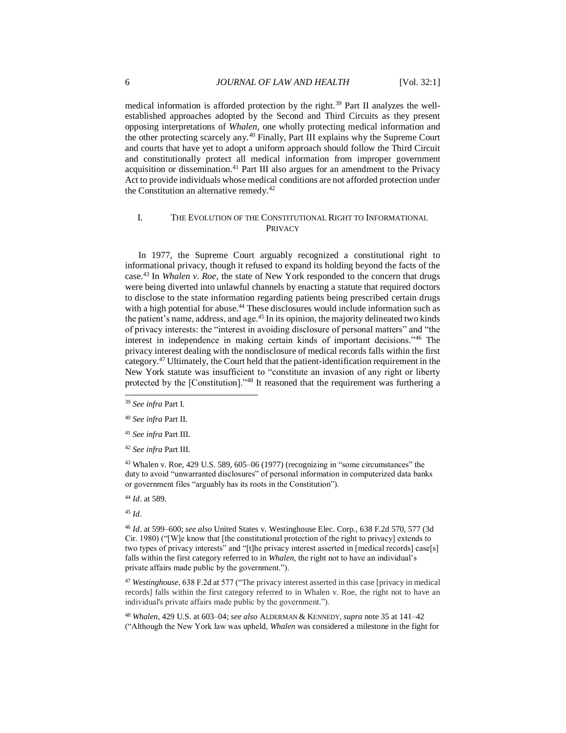medical information is afforded protection by the right.[39] Part II analyzes the well-established approaches adopted by the Second and Third Circuits as they present opposing interpretations of *Whalen*, one wholly protecting medical information and the other protecting scarcely any.[40] Finally, Part III explains why the Supreme Court and courts that have yet to adopt a uniform approach should follow the Third Circuit and constitutionally protect all medical information from improper government acquisition or dissemination.[41] Part III also argues for an amendment to the Privacy Act to provide individuals whose medical conditions are not afforded protection under the Constitution an alternative remedy.[42]

## I. THE EVOLUTION OF THE CONSTITUTIONAL RIGHT TO INFORMATIONAL PRIVACY

In 1977, the Supreme Court arguably recognized a constitutional right to informational privacy, though it refused to expand its holding beyond the facts of the case.[43] In *Whalen v. Roe*, the state of New York responded to the concern that drugs were being diverted into unlawful channels by enacting a statute that required doctors to disclose to the state information regarding patients being prescribed certain drugs with a high potential for abuse.[44] These disclosures would include information such as the patient's name, address, and age.[45] In its opinion, the majority delineated two kinds of privacy interests: the "interest in avoiding disclosure of personal matters" and "the interest in independence in making certain kinds of important decisions."[46] The privacy interest dealing with the nondisclosure of medical records falls within the first category.[47] Ultimately, the Court held that the patient-identification requirement in the New York statute was insufficient to "constitute an invasion of any right or liberty protected by the [Constitution]."[48] It reasoned that the requirement was furthering a

---

[39] *See infra* Part I.

[40] *See infra* Part II.

[41] *See infra* Part III.

[42] *See infra* Part III.

[43] Whalen v. Roe, 429 U.S. 589, 605–06 (1977) (recognizing in "some circumstances" the duty to avoid "unwarranted disclosures" of personal information in computerized data banks or government files "arguably has its roots in the Constitution").

[44] *Id*. at 589.

[45] *Id*.

[46] *Id*. at 599–600; *see also* United States v. Westinghouse Elec. Corp., 638 F.2d 570, 577 (3d Cir. 1980) ("[W]e know that [the constitutional protection of the right to privacy] extends to two types of privacy interests" and "[t]he privacy interest asserted in [medical records] case[s] falls within the first category referred to in *Whalen*, the right not to have an individual's private affairs made public by the government.").

[47] *Westinghouse*, 638 F.2d at 577 ("The privacy interest asserted in this case [privacy in medical records] falls within the first category referred to in Whalen v. Roe, the right not to have an individual's private affairs made public by the government.").

[48] *Whalen*, 429 U.S. at 603–04; *see also* ALDERMAN & KENNEDY, *supra* note 35 at 141–42 ("Although the New York law was upheld, *Whalen* was considered a milestone in the fight for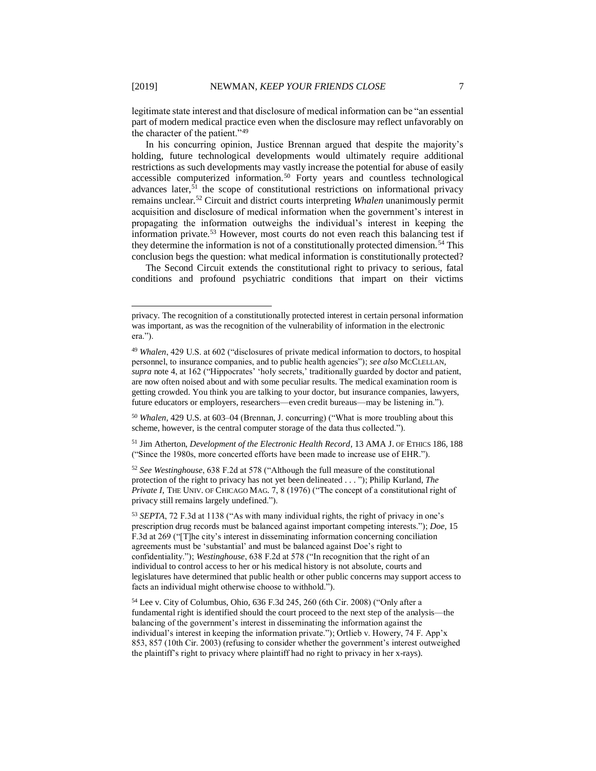legitimate state interest and that disclosure of medical information can be "an essential part of modern medical practice even when the disclosure may reflect unfavorably on the character of the patient."[49]

In his concurring opinion, Justice Brennan argued that despite the majority's holding, future technological developments would ultimately require additional restrictions as such developments may vastly increase the potential for abuse of easily accessible computerized information.[50] Forty years and countless technological advances later,[51] the scope of constitutional restrictions on informational privacy remains unclear.[52] Circuit and district courts interpreting *Whalen* unanimously permit acquisition and disclosure of medical information when the government's interest in propagating the information outweighs the individual's interest in keeping the information private.[53] However, most courts do not even reach this balancing test if they determine the information is not of a constitutionally protected dimension.[54] This conclusion begs the question: what medical information is constitutionally protected?

The Second Circuit extends the constitutional right to privacy to serious, fatal conditions and profound psychiatric conditions that impart on their victims

---

privacy. The recognition of a constitutionally protected interest in certain personal information was important, as was the recognition of the vulnerability of information in the electronic era.").

[49] *Whalen*, 429 U.S. at 602 ("disclosures of private medical information to doctors, to hospital personnel, to insurance companies, and to public health agencies"); *see also* MCCLELLAN, *supra* note 4, at 162 ("Hippocrates' 'holy secrets,' traditionally guarded by doctor and patient, are now often noised about and with some peculiar results. The medical examination room is getting crowded. You think you are talking to your doctor, but insurance companies, lawyers, future educators or employers, researchers—even credit bureaus—may be listening in.").

[50] *Whalen*, 429 U.S. at 603–04 (Brennan, J. concurring) ("What is more troubling about this scheme, however, is the central computer storage of the data thus collected.").

[51] Jim Atherton, *Development of the Electronic Health Record*, 13 AMA J. OF ETHICS 186, 188 ("Since the 1980s, more concerted efforts have been made to increase use of EHR.").

[52] *See Westinghouse*, 638 F.2d at 578 ("Although the full measure of the constitutional protection of the right to privacy has not yet been delineated . . . "); Philip Kurland, *The Private I*, THE UNIV. OF CHICAGO MAG. 7, 8 (1976) ("The concept of a constitutional right of privacy still remains largely undefined.").

[53] *SEPTA*, 72 F.3d at 1138 ("As with many individual rights, the right of privacy in one's prescription drug records must be balanced against important competing interests."); *Doe*, 15 F.3d at 269 ("[T]he city's interest in disseminating information concerning conciliation agreements must be 'substantial' and must be balanced against Doe's right to confidentiality."); *Westinghouse*, 638 F.2d at 578 ("In recognition that the right of an individual to control access to her or his medical history is not absolute, courts and legislatures have determined that public health or other public concerns may support access to facts an individual might otherwise choose to withhold.").

[54] Lee v. City of Columbus, Ohio, 636 F.3d 245, 260 (6th Cir. 2008) ("Only after a fundamental right is identified should the court proceed to the next step of the analysis—the balancing of the government's interest in disseminating the information against the individual's interest in keeping the information private."); Ortlieb v. Howery, 74 F. App'x 853, 857 (10th Cir. 2003) (refusing to consider whether the government's interest outweighed the plaintiff's right to privacy where plaintiff had no right to privacy in her x-rays).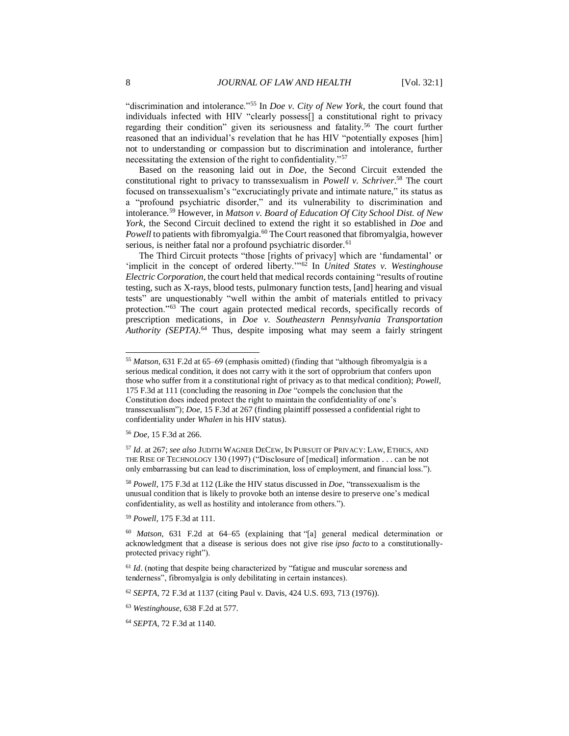"discrimination and intolerance."[55] In *Doe v. City of New York*, the court found that individuals infected with HIV "clearly possess[] a constitutional right to privacy regarding their condition" given its seriousness and fatality.[56] The court further reasoned that an individual's revelation that he has HIV "potentially exposes [him] not to understanding or compassion but to discrimination and intolerance, further necessitating the extension of the right to confidentiality."[57]

Based on the reasoning laid out in *Doe*, the Second Circuit extended the constitutional right to privacy to transsexualism in *Powell v. Schriver*.[58] The court focused on transsexualism's "excruciatingly private and intimate nature," its status as a "profound psychiatric disorder," and its vulnerability to discrimination and intolerance.[59] However, in *Matson v. Board of Education Of City School Dist. of New York*, the Second Circuit declined to extend the right it so established in *Doe* and *Powell* to patients with fibromyalgia.[60] The Court reasoned that fibromyalgia, however serious, is neither fatal nor a profound psychiatric disorder.[61]

The Third Circuit protects "those [rights of privacy] which are 'fundamental' or 'implicit in the concept of ordered liberty.'"[62] In *United States v. Westinghouse Electric Corporation*, the court held that medical records containing "results of routine testing, such as X-rays, blood tests, pulmonary function tests, [and] hearing and visual tests" are unquestionably "well within the ambit of materials entitled to privacy protection."[63] The court again protected medical records, specifically records of prescription medications, in *Doe v. Southeastern Pennsylvania Transportation Authority (SEPTA)*.[64] Thus, despite imposing what may seem a fairly stringent

---

[55] *Matson*, 631 F.2d at 65–69 (emphasis omitted) (finding that "although fibromyalgia is a serious medical condition, it does not carry with it the sort of opprobrium that confers upon those who suffer from it a constitutional right of privacy as to that medical condition); *Powell*, 175 F.3d at 111 (concluding the reasoning in *Doe* "compels the conclusion that the Constitution does indeed protect the right to maintain the confidentiality of one's transsexualism"); *Doe*, 15 F.3d at 267 (finding plaintiff possessed a confidential right to confidentiality under *Whalen* in his HIV status).

[56] *Doe*, 15 F.3d at 266.

[57] *Id*. at 267; *see also* JUDITH WAGNER DECEW, IN PURSUIT OF PRIVACY: LAW, ETHICS, AND THE RISE OF TECHNOLOGY 130 (1997) ("Disclosure of [medical] information . . . can be not only embarrassing but can lead to discrimination, loss of employment, and financial loss.").

[58] *Powell*, 175 F.3d at 112 (Like the HIV status discussed in *Doe*, "transsexualism is the unusual condition that is likely to provoke both an intense desire to preserve one's medical confidentiality, as well as hostility and intolerance from others.").

[59] *Powell*, 175 F.3d at 111.

[60] *Matson*, 631 F.2d at 64–65 (explaining that "[a] general medical determination or acknowledgment that a disease is serious does not give rise *ipso facto* to a constitutionally-protected privacy right").

[61] *Id*. (noting that despite being characterized by "fatigue and muscular soreness and tenderness", fibromyalgia is only debilitating in certain instances).

[62] *SEPTA*, 72 F.3d at 1137 (citing Paul v. Davis, 424 U.S. 693, 713 (1976)).

[63] *Westinghouse*, 638 F.2d at 577.

[64] *SEPTA*, 72 F.3d at 1140.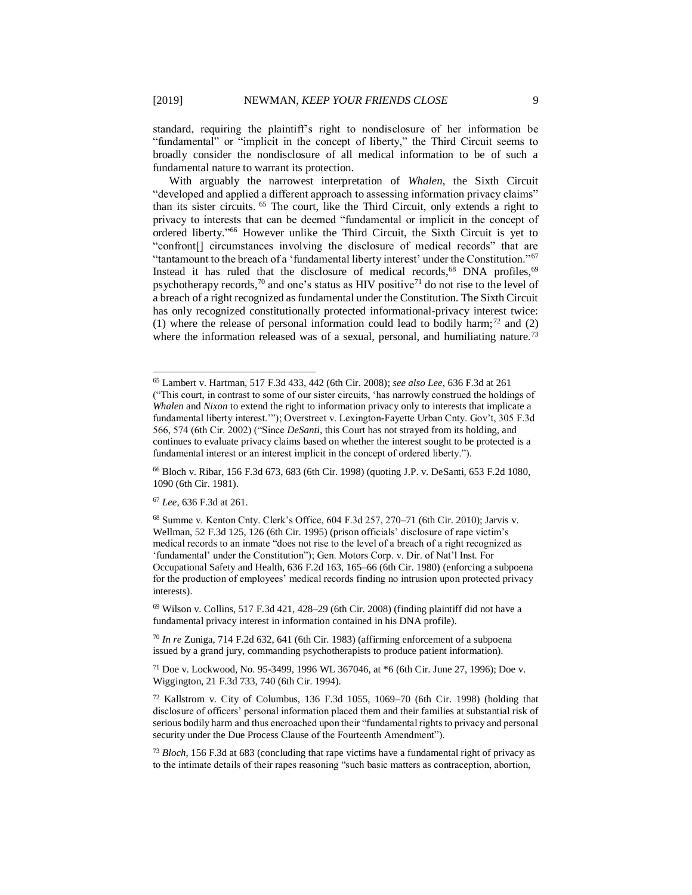standard, requiring the plaintiff's right to nondisclosure of her information be "fundamental" or "implicit in the concept of liberty," the Third Circuit seems to broadly consider the nondisclosure of all medical information to be of such a fundamental nature to warrant its protection.

With arguably the narrowest interpretation of *Whalen*, the Sixth Circuit "developed and applied a different approach to assessing information privacy claims" than its sister circuits. [65] The court, like the Third Circuit, only extends a right to privacy to interests that can be deemed "fundamental or implicit in the concept of ordered liberty."[66] However unlike the Third Circuit, the Sixth Circuit is yet to "confront[] circumstances involving the disclosure of medical records" that are "tantamount to the breach of a 'fundamental liberty interest' under the Constitution."[67] Instead it has ruled that the disclosure of medical records,[68] DNA profiles,[69] psychotherapy records,[70] and one's status as HIV positive[71] do not rise to the level of a breach of a right recognized as fundamental under the Constitution. The Sixth Circuit has only recognized constitutionally protected informational-privacy interest twice: (1) where the release of personal information could lead to bodily harm;[72] and (2) where the information released was of a sexual, personal, and humiliating nature.[73]

---

[65] Lambert v. Hartman, 517 F.3d 433, 442 (6th Cir. 2008); *see also Lee*, 636 F.3d at 261 ("This court, in contrast to some of our sister circuits, 'has narrowly construed the holdings of *Whalen* and *Nixon* to extend the right to information privacy only to interests that implicate a fundamental liberty interest.'"); Overstreet v. Lexington-Fayette Urban Cnty. Gov't, 305 F.3d 566, 574 (6th Cir. 2002) ("Since *DeSanti*, this Court has not strayed from its holding, and continues to evaluate privacy claims based on whether the interest sought to be protected is a fundamental interest or an interest implicit in the concept of ordered liberty.").

[66] Bloch v. Ribar, 156 F.3d 673, 683 (6th Cir. 1998) (quoting J.P. v. DeSanti, 653 F.2d 1080, 1090 (6th Cir. 1981).

[67] *Lee*, 636 F.3d at 261.

[68] Summe v. Kenton Cnty. Clerk's Office, 604 F.3d 257, 270–71 (6th Cir. 2010); Jarvis v. Wellman, 52 F.3d 125, 126 (6th Cir. 1995) (prison officials' disclosure of rape victim's medical records to an inmate "does not rise to the level of a breach of a right recognized as 'fundamental' under the Constitution"); Gen. Motors Corp. v. Dir. of Nat'l Inst. For Occupational Safety and Health, 636 F.2d 163, 165–66 (6th Cir. 1980) (enforcing a subpoena for the production of employees' medical records finding no intrusion upon protected privacy interests).

[69] Wilson v. Collins, 517 F.3d 421, 428–29 (6th Cir. 2008) (finding plaintiff did not have a fundamental privacy interest in information contained in his DNA profile).

[70] *In re* Zuniga, 714 F.2d 632, 641 (6th Cir. 1983) (affirming enforcement of a subpoena issued by a grand jury, commanding psychotherapists to produce patient information).

[71] Doe v. Lockwood, No. 95-3499, 1996 WL 367046, at *6 (6th Cir. June 27, 1996); Doe v. Wiggington, 21 F.3d 733, 740 (6th Cir. 1994).

[72] Kallstrom v. City of Columbus, 136 F.3d 1055, 1069–70 (6th Cir. 1998) (holding that disclosure of officers' personal information placed them and their families at substantial risk of serious bodily harm and thus encroached upon their "fundamental rights to privacy and personal security under the Due Process Clause of the Fourteenth Amendment").

[73] *Bloch*, 156 F.3d at 683 (concluding that rape victims have a fundamental right of privacy as to the intimate details of their rapes reasoning "such basic matters as contraception, abortion,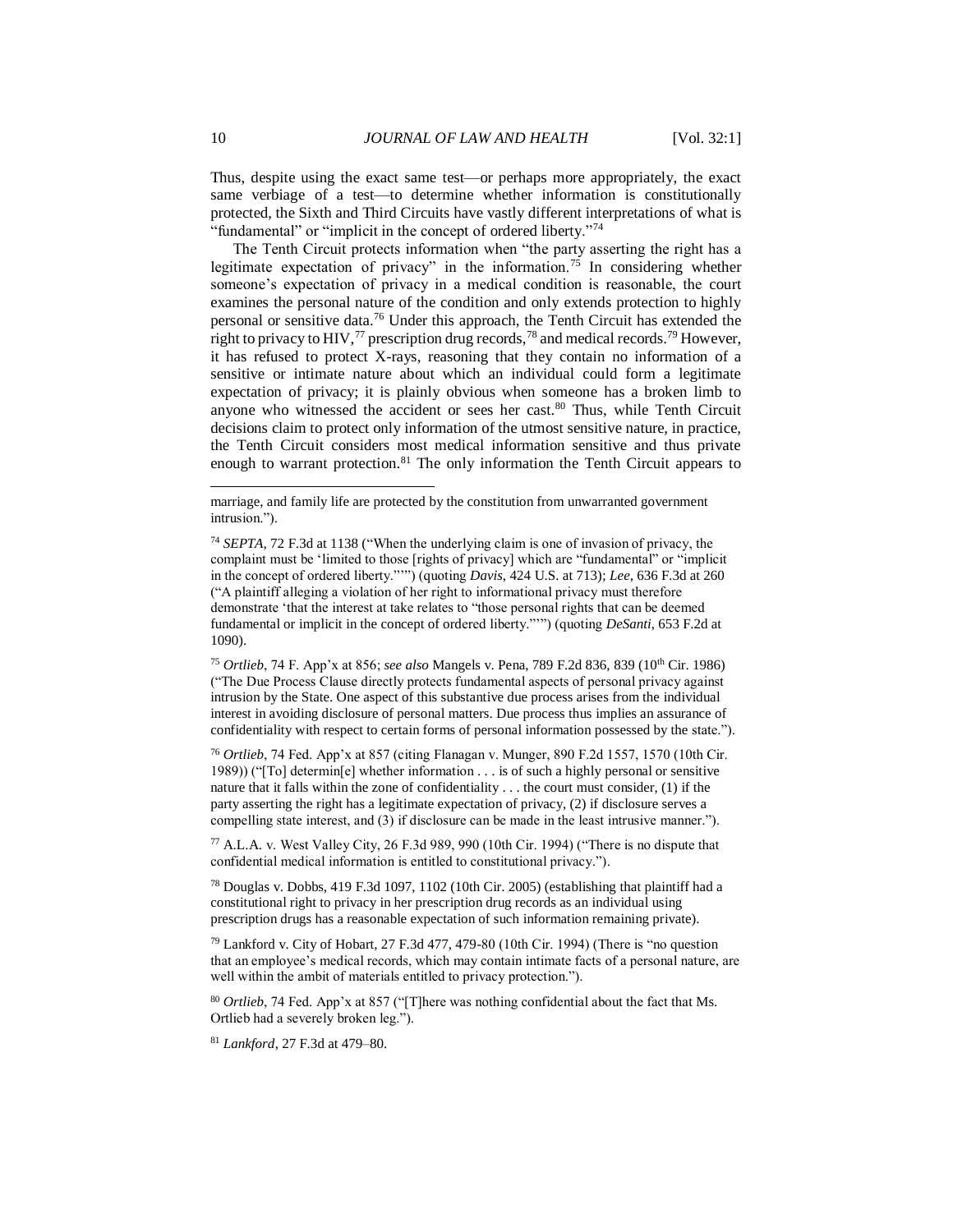Thus, despite using the exact same test—or perhaps more appropriately, the exact same verbiage of a test—to determine whether information is constitutionally protected, the Sixth and Third Circuits have vastly different interpretations of what is "fundamental" or "implicit in the concept of ordered liberty."[74]

The Tenth Circuit protects information when "the party asserting the right has a legitimate expectation of privacy" in the information.[75] In considering whether someone's expectation of privacy in a medical condition is reasonable, the court examines the personal nature of the condition and only extends protection to highly personal or sensitive data.[76] Under this approach, the Tenth Circuit has extended the right to privacy to HIV,[77] prescription drug records,[78] and medical records.[79] However, it has refused to protect X-rays, reasoning that they contain no information of a sensitive or intimate nature about which an individual could form a legitimate expectation of privacy; it is plainly obvious when someone has a broken limb to anyone who witnessed the accident or sees her cast.[80] Thus, while Tenth Circuit decisions claim to protect only information of the utmost sensitive nature, in practice, the Tenth Circuit considers most medical information sensitive and thus private enough to warrant protection.[81] The only information the Tenth Circuit appears to

---

marriage, and family life are protected by the constitution from unwarranted government intrusion.").

[74] *SEPTA*, 72 F.3d at 1138 ("When the underlying claim is one of invasion of privacy, the complaint must be 'limited to those [rights of privacy] which are "fundamental" or "implicit in the concept of ordered liberty."'") (quoting *Davis*, 424 U.S. at 713); *Lee*, 636 F.3d at 260 ("A plaintiff alleging a violation of her right to informational privacy must therefore demonstrate 'that the interest at take relates to "those personal rights that can be deemed fundamental or implicit in the concept of ordered liberty."'") (quoting *DeSanti*, 653 F.2d at 1090).

[75] *Ortlieb*, 74 F. App'x at 856; *see also* Mangels v. Pena, 789 F.2d 836, 839 (10th Cir. 1986) ("The Due Process Clause directly protects fundamental aspects of personal privacy against intrusion by the State. One aspect of this substantive due process arises from the individual interest in avoiding disclosure of personal matters. Due process thus implies an assurance of confidentiality with respect to certain forms of personal information possessed by the state.").

[76] *Ortlieb*, 74 Fed. App'x at 857 (citing Flanagan v. Munger, 890 F.2d 1557, 1570 (10th Cir. 1989)) ("[To] determin[e] whether information . . . is of such a highly personal or sensitive nature that it falls within the zone of confidentiality . . . the court must consider, (1) if the party asserting the right has a legitimate expectation of privacy, (2) if disclosure serves a compelling state interest, and (3) if disclosure can be made in the least intrusive manner.").

[77] A.L.A. v. West Valley City, 26 F.3d 989, 990 (10th Cir. 1994) ("There is no dispute that confidential medical information is entitled to constitutional privacy.").

[78] Douglas v. Dobbs, 419 F.3d 1097, 1102 (10th Cir. 2005) (establishing that plaintiff had a constitutional right to privacy in her prescription drug records as an individual using prescription drugs has a reasonable expectation of such information remaining private).

[79] Lankford v. City of Hobart, 27 F.3d 477, 479-80 (10th Cir. 1994) (There is "no question that an employee's medical records, which may contain intimate facts of a personal nature, are well within the ambit of materials entitled to privacy protection.").

[80] *Ortlieb*, 74 Fed. App'x at 857 ("[T]here was nothing confidential about the fact that Ms. Ortlieb had a severely broken leg.").

[81] *Lankford*, 27 F.3d at 479–80.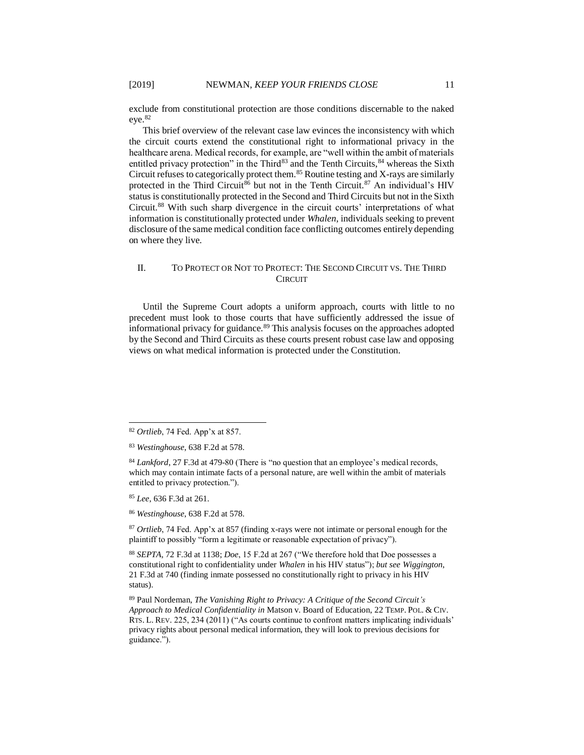exclude from constitutional protection are those conditions discernable to the naked eye.[82]

This brief overview of the relevant case law evinces the inconsistency with which the circuit courts extend the constitutional right to informational privacy in the healthcare arena. Medical records, for example, are "well within the ambit of materials entitled privacy protection" in the Third[83] and the Tenth Circuits,[84] whereas the Sixth Circuit refuses to categorically protect them.[85] Routine testing and X-rays are similarly protected in the Third Circuit[86] but not in the Tenth Circuit.[87] An individual's HIV status is constitutionally protected in the Second and Third Circuits but not in the Sixth Circuit.[88] With such sharp divergence in the circuit courts' interpretations of what information is constitutionally protected under *Whalen*, individuals seeking to prevent disclosure of the same medical condition face conflicting outcomes entirely depending on where they live.

## II. To Protect or Not to Protect: The Second Circuit vs. The Third Circuit

Until the Supreme Court adopts a uniform approach, courts with little to no precedent must look to those courts that have sufficiently addressed the issue of informational privacy for guidance.[89] This analysis focuses on the approaches adopted by the Second and Third Circuits as these courts present robust case law and opposing views on what medical information is protected under the Constitution.

---

[82] *Ortlieb*, 74 Fed. App'x at 857.

[83] *Westinghouse*, 638 F.2d at 578.

[84] *Lankford*, 27 F.3d at 479-80 (There is "no question that an employee's medical records, which may contain intimate facts of a personal nature, are well within the ambit of materials entitled to privacy protection.").

[85] *Lee*, 636 F.3d at 261.

[86] *Westinghouse*, 638 F.2d at 578.

[87] *Ortlieb*, 74 Fed. App'x at 857 (finding x-rays were not intimate or personal enough for the plaintiff to possibly "form a legitimate or reasonable expectation of privacy").

[88] *SEPTA*, 72 F.3d at 1138; *Doe*, 15 F.2d at 267 ("We therefore hold that Doe possesses a constitutional right to confidentiality under *Whalen* in his HIV status"); *but see Wiggington*, 21 F.3d at 740 (finding inmate possessed no constitutionally right to privacy in his HIV status).

[89] Paul Nordeman, *The Vanishing Right to Privacy: A Critique of the Second Circuit's Approach to Medical Confidentiality in* Matson v. Board of Education, 22 TEMP. POL. & CIV. RTS. L. REV. 225, 234 (2011) ("As courts continue to confront matters implicating individuals' privacy rights about personal medical information, they will look to previous decisions for guidance.").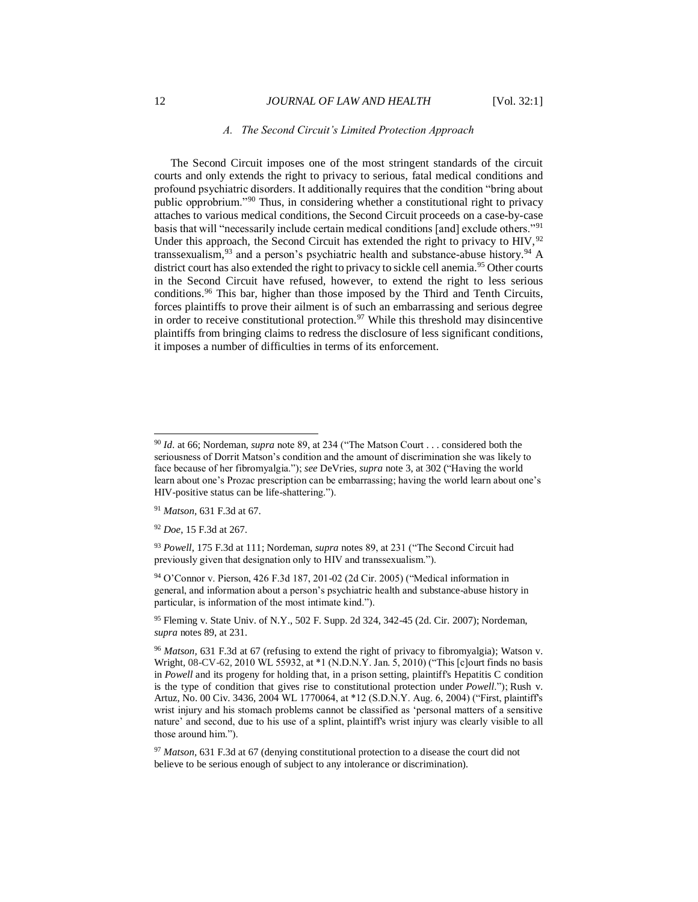### *A. The Second Circuit's Limited Protection Approach*

The Second Circuit imposes one of the most stringent standards of the circuit courts and only extends the right to privacy to serious, fatal medical conditions and profound psychiatric disorders. It additionally requires that the condition "bring about public opprobrium."[90] Thus, in considering whether a constitutional right to privacy attaches to various medical conditions, the Second Circuit proceeds on a case-by-case basis that will "necessarily include certain medical conditions [and] exclude others."[91] Under this approach, the Second Circuit has extended the right to privacy to HIV,[92] transsexualism,[93] and a person's psychiatric health and substance-abuse history.[94] A district court has also extended the right to privacy to sickle cell anemia.[95] Other courts in the Second Circuit have refused, however, to extend the right to less serious conditions.[96] This bar, higher than those imposed by the Third and Tenth Circuits, forces plaintiffs to prove their ailment is of such an embarrassing and serious degree in order to receive constitutional protection.[97] While this threshold may disincentive plaintiffs from bringing claims to redress the disclosure of less significant conditions, it imposes a number of difficulties in terms of its enforcement.

---

[90] *Id*. at 66; Nordeman, *supra* note 89, at 234 ("The Matson Court . . . considered both the seriousness of Dorrit Matson's condition and the amount of discrimination she was likely to face because of her fibromyalgia."); *see* DeVries, *supra* note 3, at 302 ("Having the world learn about one's Prozac prescription can be embarrassing; having the world learn about one's HIV-positive status can be life-shattering.").

[91] *Matson*, 631 F.3d at 67.

[92] *Doe*, 15 F.3d at 267.

[93] *Powell*, 175 F.3d at 111; Nordeman, *supra* notes 89, at 231 ("The Second Circuit had previously given that designation only to HIV and transsexualism.").

[94] O'Connor v. Pierson, 426 F.3d 187, 201-02 (2d Cir. 2005) ("Medical information in general, and information about a person's psychiatric health and substance-abuse history in particular, is information of the most intimate kind.").

[95] Fleming v. State Univ. of N.Y., 502 F. Supp. 2d 324, 342-45 (2d. Cir. 2007); Nordeman, *supra* notes 89, at 231.

[96] *Matson,* 631 F.3d at 67 (refusing to extend the right of privacy to fibromyalgia); Watson v. Wright, 08-CV-62, 2010 WL 55932, at *1 (N.D.N.Y. Jan. 5, 2010) ("This [c]ourt finds no basis in *Powell* and its progeny for holding that, in a prison setting, plaintiff's Hepatitis C condition is the type of condition that gives rise to constitutional protection under *Powell*."); Rush v. Artuz, No. 00 Civ. 3436, 2004 WL 1770064, at *12 (S.D.N.Y. Aug. 6, 2004) ("First, plaintiff's wrist injury and his stomach problems cannot be classified as 'personal matters of a sensitive nature' and second, due to his use of a splint, plaintiff's wrist injury was clearly visible to all those around him.").

[97] *Matson*, 631 F.3d at 67 (denying constitutional protection to a disease the court did not believe to be serious enough of subject to any intolerance or discrimination).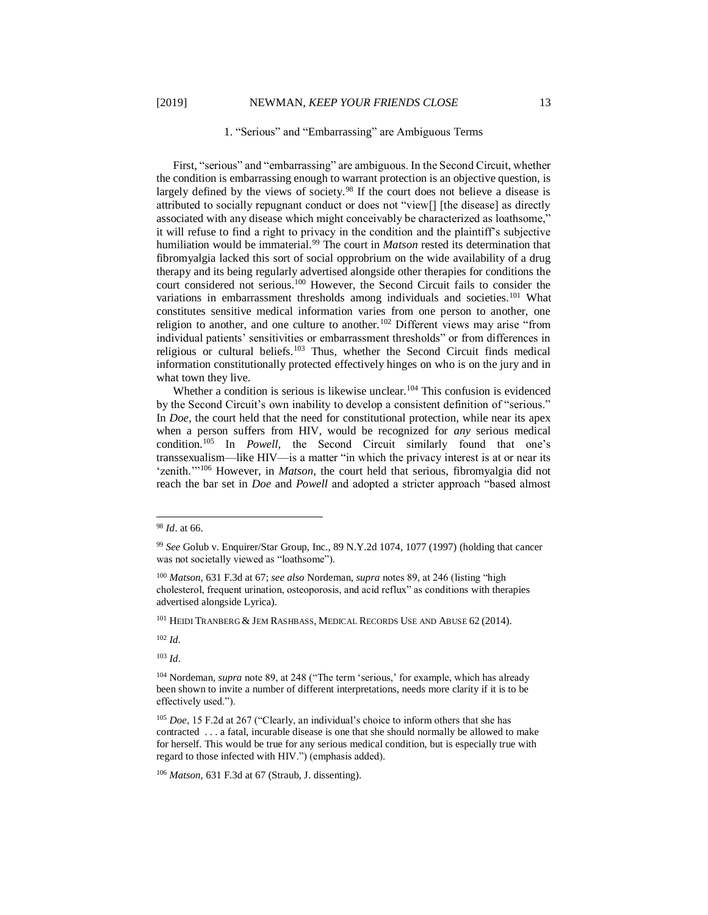### 1. "Serious" and "Embarrassing" are Ambiguous Terms

First, "serious" and "embarrassing" are ambiguous. In the Second Circuit, whether the condition is embarrassing enough to warrant protection is an objective question, is largely defined by the views of society.[98] If the court does not believe a disease is attributed to socially repugnant conduct or does not "view[] [the disease] as directly associated with any disease which might conceivably be characterized as loathsome," it will refuse to find a right to privacy in the condition and the plaintiff's subjective humiliation would be immaterial.[99] The court in *Matson* rested its determination that fibromyalgia lacked this sort of social opprobrium on the wide availability of a drug therapy and its being regularly advertised alongside other therapies for conditions the court considered not serious.[100] However, the Second Circuit fails to consider the variations in embarrassment thresholds among individuals and societies.[101] What constitutes sensitive medical information varies from one person to another, one religion to another, and one culture to another.[102] Different views may arise "from individual patients' sensitivities or embarrassment thresholds" or from differences in religious or cultural beliefs.[103] Thus, whether the Second Circuit finds medical information constitutionally protected effectively hinges on who is on the jury and in what town they live.

Whether a condition is serious is likewise unclear.[104] This confusion is evidenced by the Second Circuit's own inability to develop a consistent definition of "serious." In *Doe*, the court held that the need for constitutional protection, while near its apex when a person suffers from HIV, would be recognized for *any* serious medical condition.[105] In *Powell*, the Second Circuit similarly found that one's transsexualism—like HIV—is a matter "in which the privacy interest is at or near its 'zenith.'"[106] However, in *Matson*, the court held that serious, fibromyalgia did not reach the bar set in *Doe* and *Powell* and adopted a stricter approach "based almost

---

[98] *Id*. at 66.

[99] *See* Golub v. Enquirer/Star Group, Inc., 89 N.Y.2d 1074, 1077 (1997) (holding that cancer was not societally viewed as "loathsome").

[100] *Matson*, 631 F.3d at 67; *see also* Nordeman, *supra* notes 89, at 246 (listing "high cholesterol, frequent urination, osteoporosis, and acid reflux" as conditions with therapies advertised alongside Lyrica).

[101] HEIDI TRANBERG & JEM RASHBASS, MEDICAL RECORDS USE AND ABUSE 62 (2014).

[102] *Id*.

[103] *Id*.

[104] Nordeman, *supra* note 89, at 248 ("The term 'serious,' for example, which has already been shown to invite a number of different interpretations, needs more clarity if it is to be effectively used.").

[105] *Doe*, 15 F.2d at 267 ("Clearly, an individual's choice to inform others that she has contracted . . . a fatal, incurable disease is one that she should normally be allowed to make for herself. This would be true for any serious medical condition, but is especially true with regard to those infected with HIV.") (emphasis added).

[106] *Matson*, 631 F.3d at 67 (Straub, J. dissenting).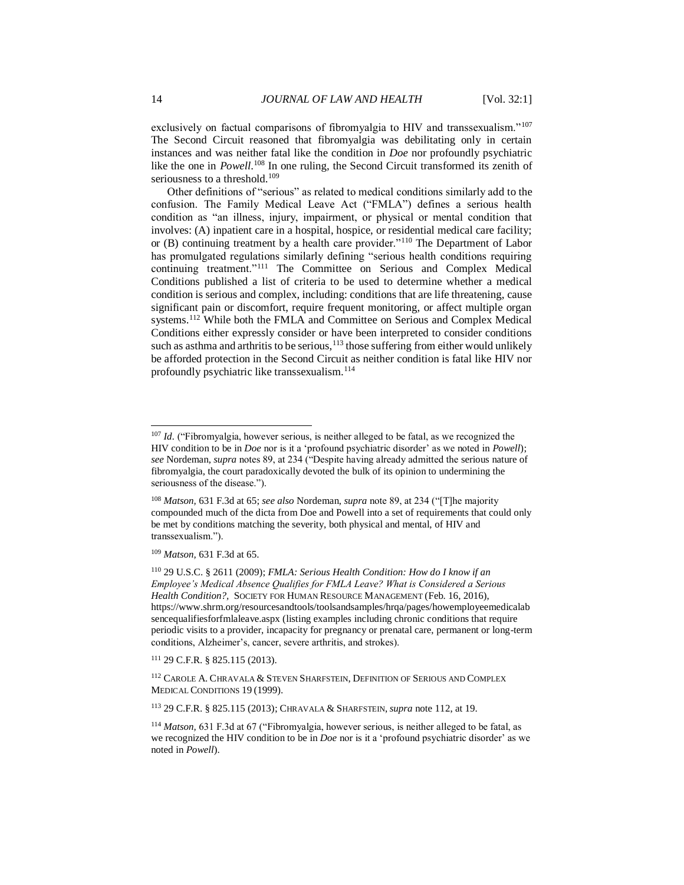exclusively on factual comparisons of fibromyalgia to HIV and transsexualism."[107] The Second Circuit reasoned that fibromyalgia was debilitating only in certain instances and was neither fatal like the condition in *Doe* nor profoundly psychiatric like the one in *Powell*.[108] In one ruling, the Second Circuit transformed its zenith of seriousness to a threshold.[109]

Other definitions of "serious" as related to medical conditions similarly add to the confusion. The Family Medical Leave Act ("FMLA") defines a serious health condition as "an illness, injury, impairment, or physical or mental condition that involves: (A) inpatient care in a hospital, hospice, or residential medical care facility; or (B) continuing treatment by a health care provider."[110] The Department of Labor has promulgated regulations similarly defining "serious health conditions requiring continuing treatment."[111] The Committee on Serious and Complex Medical Conditions published a list of criteria to be used to determine whether a medical condition is serious and complex, including: conditions that are life threatening, cause significant pain or discomfort, require frequent monitoring, or affect multiple organ systems.[112] While both the FMLA and Committee on Serious and Complex Medical Conditions either expressly consider or have been interpreted to consider conditions such as asthma and arthritis to be serious,[113] those suffering from either would unlikely be afforded protection in the Second Circuit as neither condition is fatal like HIV nor profoundly psychiatric like transsexualism.[114]

---

[107] *Id.* ("Fibromyalgia, however serious, is neither alleged to be fatal, as we recognized the HIV condition to be in *Doe* nor is it a 'profound psychiatric disorder' as we noted in *Powell*); *see* Nordeman, *supra* notes 89, at 234 ("Despite having already admitted the serious nature of fibromyalgia, the court paradoxically devoted the bulk of its opinion to undermining the seriousness of the disease.").

[108] *Matson,* 631 F.3d at 65; *see also* Nordeman, *supra* note 89, at 234 ("[T]he majority compounded much of the dicta from Doe and Powell into a set of requirements that could only be met by conditions matching the severity, both physical and mental, of HIV and transsexualism.").

[109] *Matson,* 631 F.3d at 65.

[110] 29 U.S.C. § 2611 (2009); *FMLA: Serious Health Condition: How do I know if an Employee's Medical Absence Qualifies for FMLA Leave? What is Considered a Serious Health Condition?*, SOCIETY FOR HUMAN RESOURCE MANAGEMENT (Feb. 16, 2016), https://www.shrm.org/resourcesandtools/toolsandsamples/hrqa/pages/howemployeemedicalabsencequalifiesforfmlaleave.aspx (listing examples including chronic conditions that require periodic visits to a provider, incapacity for pregnancy or prenatal care, permanent or long-term conditions, Alzheimer's, cancer, severe arthritis, and strokes).

[111] 29 C.F.R. § 825.115 (2013).

[112] CAROLE A. CHRAVALA & STEVEN SHARFSTEIN, DEFINITION OF SERIOUS AND COMPLEX MEDICAL CONDITIONS 19 (1999).

[113] 29 C.F.R. § 825.115 (2013); CHRAVALA & SHARFSTEIN, *supra* note 112, at 19.

[114] *Matson,* 631 F.3d at 67 ("Fibromyalgia, however serious, is neither alleged to be fatal, as we recognized the HIV condition to be in *Doe* nor is it a 'profound psychiatric disorder' as we noted in *Powell*).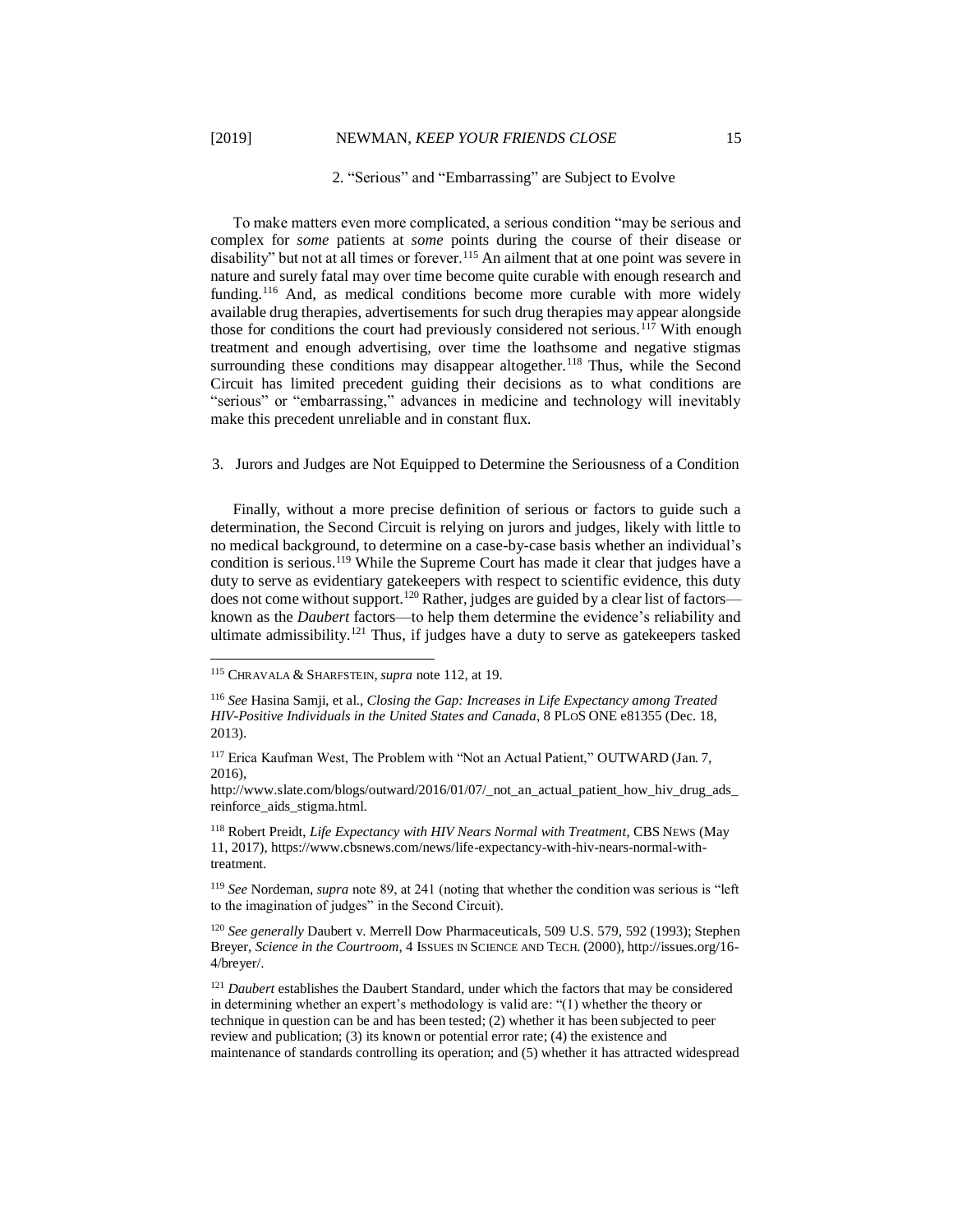### 2. "Serious" and "Embarrassing" are Subject to Evolve

To make matters even more complicated, a serious condition "may be serious and complex for *some* patients at *some* points during the course of their disease or disability" but not at all times or forever.[115] An ailment that at one point was severe in nature and surely fatal may over time become quite curable with enough research and funding.[116] And, as medical conditions become more curable with more widely available drug therapies, advertisements for such drug therapies may appear alongside those for conditions the court had previously considered not serious.[117] With enough treatment and enough advertising, over time the loathsome and negative stigmas surrounding these conditions may disappear altogether.[118] Thus, while the Second Circuit has limited precedent guiding their decisions as to what conditions are "serious" or "embarrassing," advances in medicine and technology will inevitably make this precedent unreliable and in constant flux.

### 3. Jurors and Judges are Not Equipped to Determine the Seriousness of a Condition

Finally, without a more precise definition of serious or factors to guide such a determination, the Second Circuit is relying on jurors and judges, likely with little to no medical background, to determine on a case-by-case basis whether an individual's condition is serious.[119] While the Supreme Court has made it clear that judges have a duty to serve as evidentiary gatekeepers with respect to scientific evidence, this duty does not come without support.[120] Rather, judges are guided by a clear list of factors—known as the *Daubert* factors—to help them determine the evidence's reliability and ultimate admissibility.[121] Thus, if judges have a duty to serve as gatekeepers tasked

---

[115] CHRAVALA & SHARFSTEIN, *supra* note 112, at 19.

[116] *See* Hasina Samji, et al., *Closing the Gap: Increases in Life Expectancy among Treated HIV-Positive Individuals in the United States and Canada*, 8 PLOS ONE e81355 (Dec. 18, 2013).

[117] Erica Kaufman West, The Problem with "Not an Actual Patient," OUTWARD (Jan. 7, 2016), http://www.slate.com/blogs/outward/2016/01/07/_not_an_actual_patient_how_hiv_drug_ads_reinforce_aids_stigma.html.

[118] Robert Preidt, *Life Expectancy with HIV Nears Normal with Treatment*, CBS NEWS (May 11, 2017), https://www.cbsnews.com/news/life-expectancy-with-hiv-nears-normal-with-treatment.

[119] *See* Nordeman, *supra* note 89, at 241 (noting that whether the condition was serious is "left to the imagination of judges" in the Second Circuit).

[120] *See generally* Daubert v. Merrell Dow Pharmaceuticals, 509 U.S. 579, 592 (1993); Stephen Breyer, *Science in the Courtroom*, 4 ISSUES IN SCIENCE AND TECH. (2000), http://issues.org/16-4/breyer/.

[121] *Daubert* establishes the Daubert Standard, under which the factors that may be considered in determining whether an expert's methodology is valid are: "(1) whether the theory or technique in question can be and has been tested; (2) whether it has been subjected to peer review and publication; (3) its known or potential error rate; (4) the existence and maintenance of standards controlling its operation; and (5) whether it has attracted widespread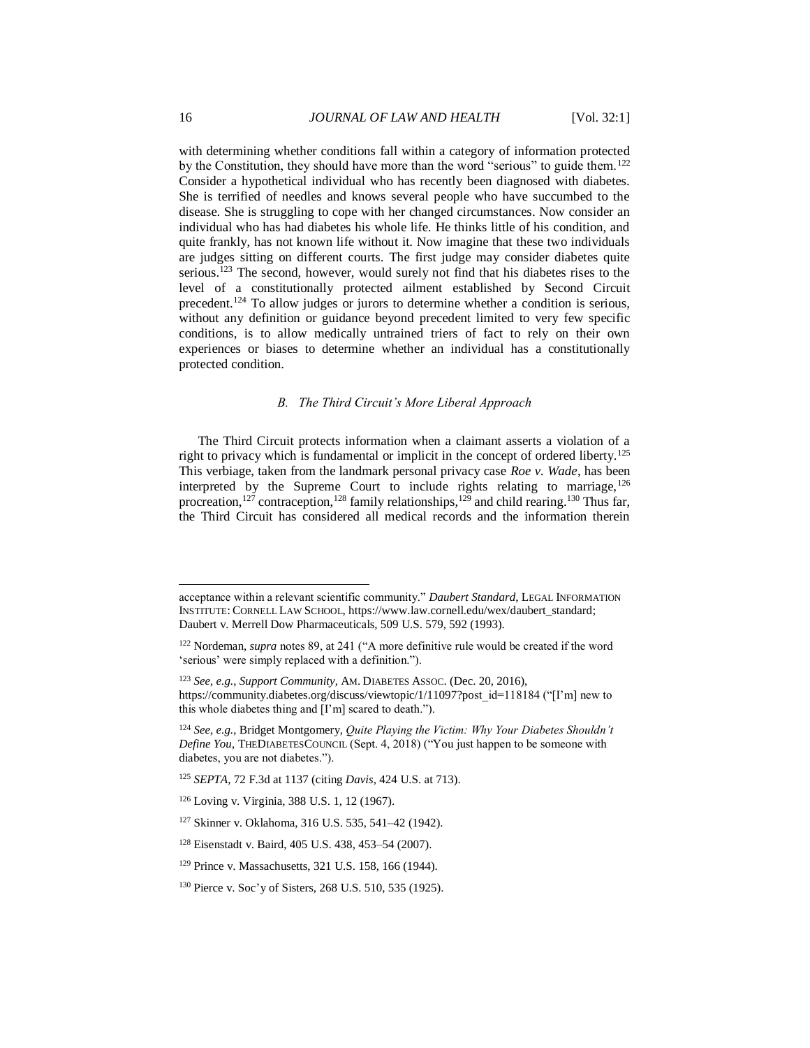with determining whether conditions fall within a category of information protected by the Constitution, they should have more than the word "serious" to guide them.[122] Consider a hypothetical individual who has recently been diagnosed with diabetes. She is terrified of needles and knows several people who have succumbed to the disease. She is struggling to cope with her changed circumstances. Now consider an individual who has had diabetes his whole life. He thinks little of his condition, and quite frankly, has not known life without it. Now imagine that these two individuals are judges sitting on different courts. The first judge may consider diabetes quite serious.[123] The second, however, would surely not find that his diabetes rises to the level of a constitutionally protected ailment established by Second Circuit precedent.[124] To allow judges or jurors to determine whether a condition is serious, without any definition or guidance beyond precedent limited to very few specific conditions, is to allow medically untrained triers of fact to rely on their own experiences or biases to determine whether an individual has a constitutionally protected condition.

### *B. The Third Circuit's More Liberal Approach*

The Third Circuit protects information when a claimant asserts a violation of a right to privacy which is fundamental or implicit in the concept of ordered liberty.[125] This verbiage, taken from the landmark personal privacy case *Roe v. Wade*, has been interpreted by the Supreme Court to include rights relating to marriage,[126] procreation,[127] contraception,[128] family relationships,[129] and child rearing.[130] Thus far, the Third Circuit has considered all medical records and the information therein

---

acceptance within a relevant scientific community." *Daubert Standard*, LEGAL INFORMATION INSTITUTE: CORNELL LAW SCHOOL, https://www.law.cornell.edu/wex/daubert_standard; Daubert v. Merrell Dow Pharmaceuticals, 509 U.S. 579, 592 (1993).

[122] Nordeman, *supra* notes 89, at 241 ("A more definitive rule would be created if the word 'serious' were simply replaced with a definition.").

[123] *See, e.g.*, *Support Community*, AM. DIABETES ASSOC. (Dec. 20, 2016), https://community.diabetes.org/discuss/viewtopic/1/11097?post_id=118184 ("[I'm] new to this whole diabetes thing and [I'm] scared to death.").

[124] *See, e.g.*, Bridget Montgomery, *Quite Playing the Victim: Why Your Diabetes Shouldn't Define You*, THEDIABETESCOUNCIL (Sept. 4, 2018) ("You just happen to be someone with diabetes, you are not diabetes.").

[125] *SEPTA*, 72 F.3d at 1137 (citing *Davis*, 424 U.S. at 713).

[126] Loving v. Virginia, 388 U.S. 1, 12 (1967).

[127] Skinner v. Oklahoma, 316 U.S. 535, 541–42 (1942).

[128] Eisenstadt v. Baird, 405 U.S. 438, 453–54 (2007).

[129] Prince v. Massachusetts, 321 U.S. 158, 166 (1944).

[130] Pierce v. Soc'y of Sisters, 268 U.S. 510, 535 (1925).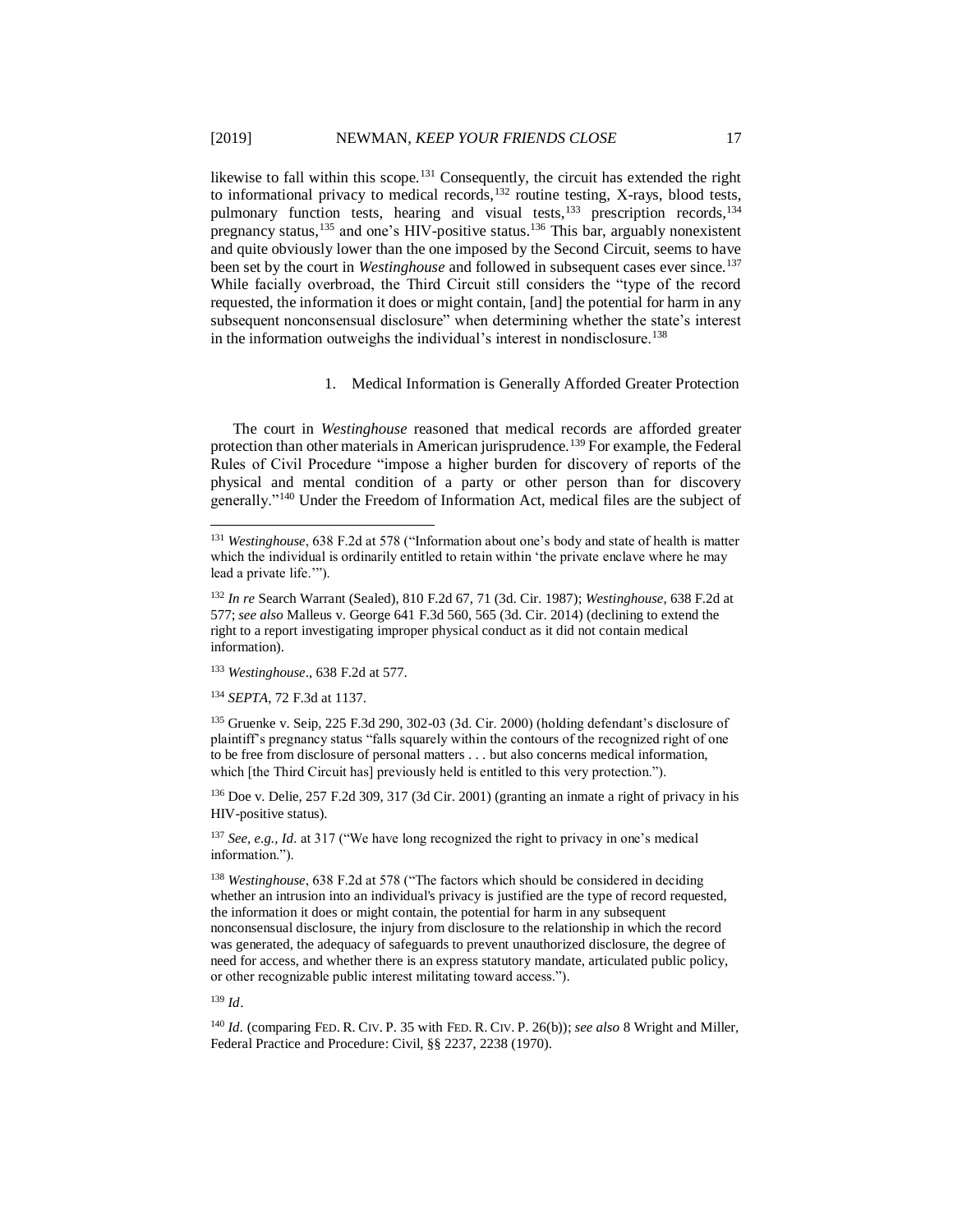likewise to fall within this scope.[131] Consequently, the circuit has extended the right to informational privacy to medical records,[132] routine testing, X-rays, blood tests, pulmonary function tests, hearing and visual tests,[133] prescription records,[134] pregnancy status,[135] and one's HIV-positive status.[136] This bar, arguably nonexistent and quite obviously lower than the one imposed by the Second Circuit, seems to have been set by the court in *Westinghouse* and followed in subsequent cases ever since.[137] While facially overbroad, the Third Circuit still considers the "type of the record requested, the information it does or might contain, [and] the potential for harm in any subsequent nonconsensual disclosure" when determining whether the state's interest in the information outweighs the individual's interest in nondisclosure.[138]

### 1. Medical Information is Generally Afforded Greater Protection

The court in *Westinghouse* reasoned that medical records are afforded greater protection than other materials in American jurisprudence.[139] For example, the Federal Rules of Civil Procedure "impose a higher burden for discovery of reports of the physical and mental condition of a party or other person than for discovery generally."[140] Under the Freedom of Information Act, medical files are the subject of

---

[131] *Westinghouse*, 638 F.2d at 578 ("Information about one's body and state of health is matter which the individual is ordinarily entitled to retain within 'the private enclave where he may lead a private life.'").

[132] *In re* Search Warrant (Sealed), 810 F.2d 67, 71 (3d. Cir. 1987); *Westinghouse*, 638 F.2d at 577; *see also* Malleus v. George 641 F.3d 560, 565 (3d. Cir. 2014) (declining to extend the right to a report investigating improper physical conduct as it did not contain medical information).

[133] *Westinghouse*., 638 F.2d at 577.

[134] *SEPTA*, 72 F.3d at 1137.

[135] Gruenke v. Seip, 225 F.3d 290, 302-03 (3d. Cir. 2000) (holding defendant's disclosure of plaintiff's pregnancy status "falls squarely within the contours of the recognized right of one to be free from disclosure of personal matters . . . but also concerns medical information, which [the Third Circuit has] previously held is entitled to this very protection.").

[136] Doe v. Delie, 257 F.2d 309, 317 (3d Cir. 2001) (granting an inmate a right of privacy in his HIV-positive status).

[137] *See, e.g.*, *Id*. at 317 ("We have long recognized the right to privacy in one's medical information.").

[138] *Westinghouse*, 638 F.2d at 578 ("The factors which should be considered in deciding whether an intrusion into an individual's privacy is justified are the type of record requested, the information it does or might contain, the potential for harm in any subsequent nonconsensual disclosure, the injury from disclosure to the relationship in which the record was generated, the adequacy of safeguards to prevent unauthorized disclosure, the degree of need for access, and whether there is an express statutory mandate, articulated public policy, or other recognizable public interest militating toward access.").

[139] *Id*.

[140] *Id.* (comparing FED. R. CIV. P. 35 with FED. R. CIV. P. 26(b)); *see also* 8 Wright and Miller, Federal Practice and Procedure: Civil, §§ 2237, 2238 (1970).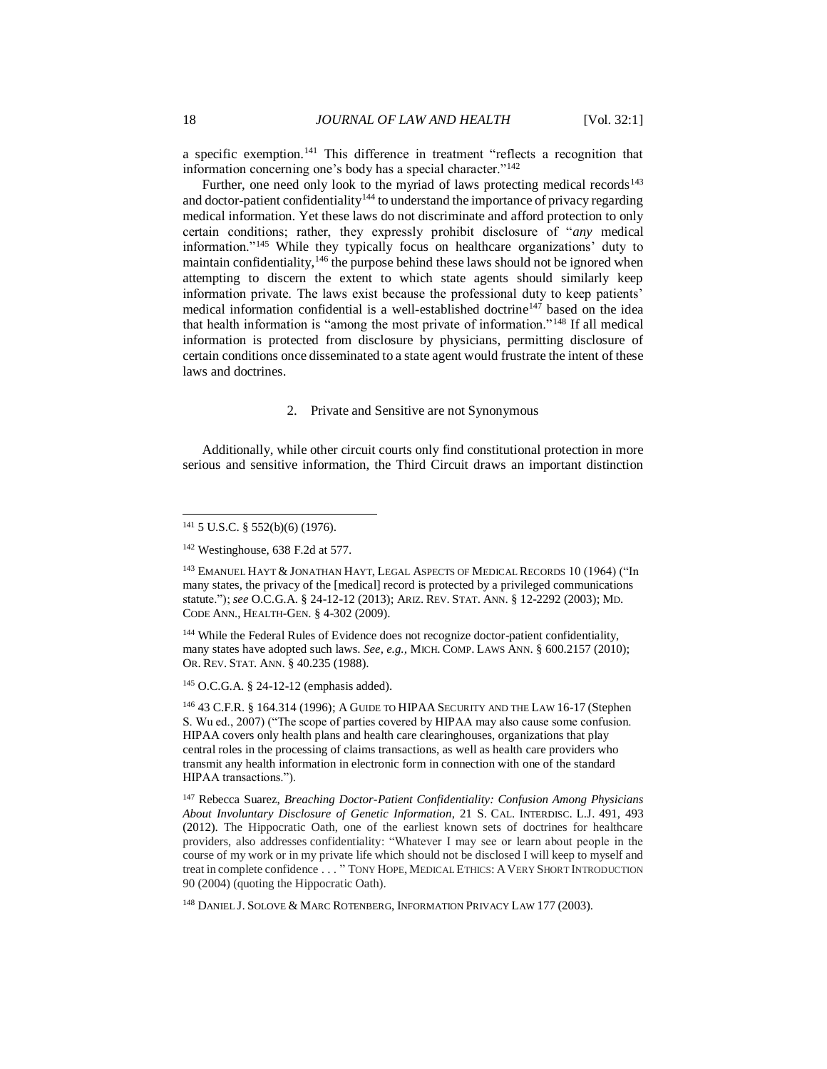a specific exemption.[141] This difference in treatment "reflects a recognition that information concerning one's body has a special character."[142]

Further, one need only look to the myriad of laws protecting medical records[143] and doctor-patient confidentiality[144] to understand the importance of privacy regarding medical information. Yet these laws do not discriminate and afford protection to only certain conditions; rather, they expressly prohibit disclosure of "*any* medical information."[145] While they typically focus on healthcare organizations' duty to maintain confidentiality,[146] the purpose behind these laws should not be ignored when attempting to discern the extent to which state agents should similarly keep information private. The laws exist because the professional duty to keep patients' medical information confidential is a well-established doctrine[147] based on the idea that health information is "among the most private of information."[148] If all medical information is protected from disclosure by physicians, permitting disclosure of certain conditions once disseminated to a state agent would frustrate the intent of these laws and doctrines.

### 2. Private and Sensitive are not Synonymous

Additionally, while other circuit courts only find constitutional protection in more serious and sensitive information, the Third Circuit draws an important distinction

---

[141] 5 U.S.C. § 552(b)(6) (1976).

[142] Westinghouse, 638 F.2d at 577.

[143] EMANUEL HAYT & JONATHAN HAYT, LEGAL ASPECTS OF MEDICAL RECORDS 10 (1964) ("In many states, the privacy of the [medical] record is protected by a privileged communications statute."); *see* O.C.G.A. § 24-12-12 (2013); ARIZ. REV. STAT. ANN. § 12-2292 (2003); MD. CODE ANN., HEALTH-GEN. § 4-302 (2009).

[144] While the Federal Rules of Evidence does not recognize doctor-patient confidentiality, many states have adopted such laws. *See, e.g.*, MICH. COMP. LAWS ANN. § 600.2157 (2010); OR. REV. STAT. ANN. § 40.235 (1988).

[145] O.C.G.A. § 24-12-12 (emphasis added).

[146] 43 C.F.R. § 164.314 (1996); A GUIDE TO HIPAA SECURITY AND THE LAW 16-17 (Stephen S. Wu ed., 2007) ("The scope of parties covered by HIPAA may also cause some confusion. HIPAA covers only health plans and health care clearinghouses, organizations that play central roles in the processing of claims transactions, as well as health care providers who transmit any health information in electronic form in connection with one of the standard HIPAA transactions.").

[147] Rebecca Suarez, *Breaching Doctor-Patient Confidentiality: Confusion Among Physicians About Involuntary Disclosure of Genetic Information*, 21 S. CAL. INTERDISC. L.J. 491, 493 (2012). The Hippocratic Oath, one of the earliest known sets of doctrines for healthcare providers, also addresses confidentiality: "Whatever I may see or learn about people in the course of my work or in my private life which should not be disclosed I will keep to myself and treat in complete confidence . . . " TONY HOPE, MEDICAL ETHICS: A VERY SHORT INTRODUCTION 90 (2004) (quoting the Hippocratic Oath).

[148] DANIEL J. SOLOVE & MARC ROTENBERG, INFORMATION PRIVACY LAW 177 (2003).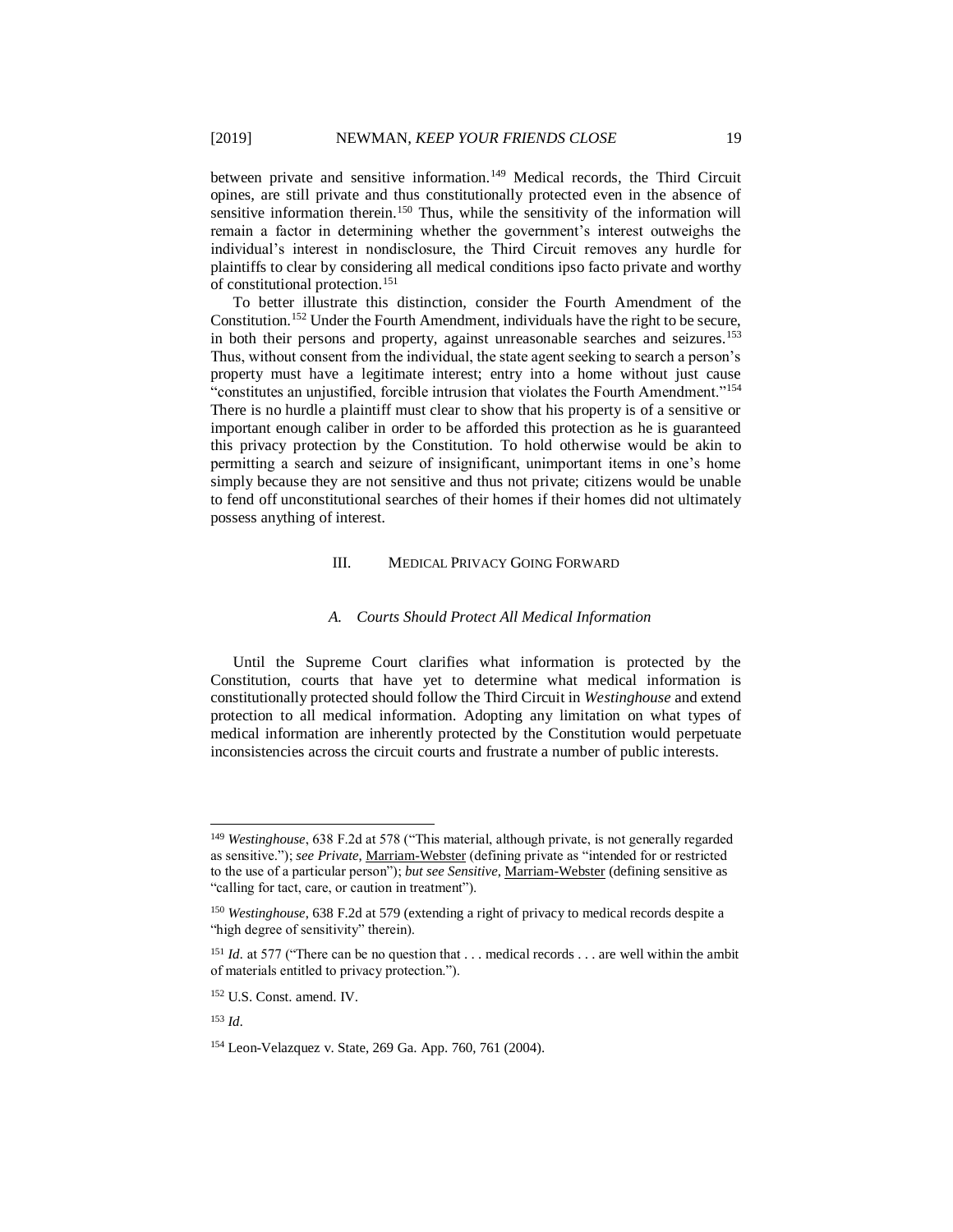between private and sensitive information.[149] Medical records, the Third Circuit opines, are still private and thus constitutionally protected even in the absence of sensitive information therein.[150] Thus, while the sensitivity of the information will remain a factor in determining whether the government's interest outweighs the individual's interest in nondisclosure, the Third Circuit removes any hurdle for plaintiffs to clear by considering all medical conditions ipso facto private and worthy of constitutional protection.[151]

To better illustrate this distinction, consider the Fourth Amendment of the Constitution.[152] Under the Fourth Amendment, individuals have the right to be secure, in both their persons and property, against unreasonable searches and seizures.[153] Thus, without consent from the individual, the state agent seeking to search a person's property must have a legitimate interest; entry into a home without just cause "constitutes an unjustified, forcible intrusion that violates the Fourth Amendment."[154] There is no hurdle a plaintiff must clear to show that his property is of a sensitive or important enough caliber in order to be afforded this protection as he is guaranteed this privacy protection by the Constitution. To hold otherwise would be akin to permitting a search and seizure of insignificant, unimportant items in one's home simply because they are not sensitive and thus not private; citizens would be unable to fend off unconstitutional searches of their homes if their homes did not ultimately possess anything of interest.

## III. Medical Privacy Going Forward

### *A. Courts Should Protect All Medical Information*

Until the Supreme Court clarifies what information is protected by the Constitution, courts that have yet to determine what medical information is constitutionally protected should follow the Third Circuit in *Westinghouse* and extend protection to all medical information. Adopting any limitation on what types of medical information are inherently protected by the Constitution would perpetuate inconsistencies across the circuit courts and frustrate a number of public interests.

---

[149] *Westinghouse*, 638 F.2d at 578 ("This material, although private, is not generally regarded as sensitive."); *see Private*, Marriam-Webster (defining private as "intended for or restricted to the use of a particular person"); *but see Sensitive*, Marriam-Webster (defining sensitive as "calling for tact, care, or caution in treatment").

[150] *Westinghouse,* 638 F.2d at 579 (extending a right of privacy to medical records despite a "high degree of sensitivity" therein).

[151] *Id*. at 577 ("There can be no question that . . . medical records . . . are well within the ambit of materials entitled to privacy protection.").

[152] U.S. Const. amend. IV.

[153] *Id*.

[154] Leon-Velazquez v. State, 269 Ga. App. 760, 761 (2004).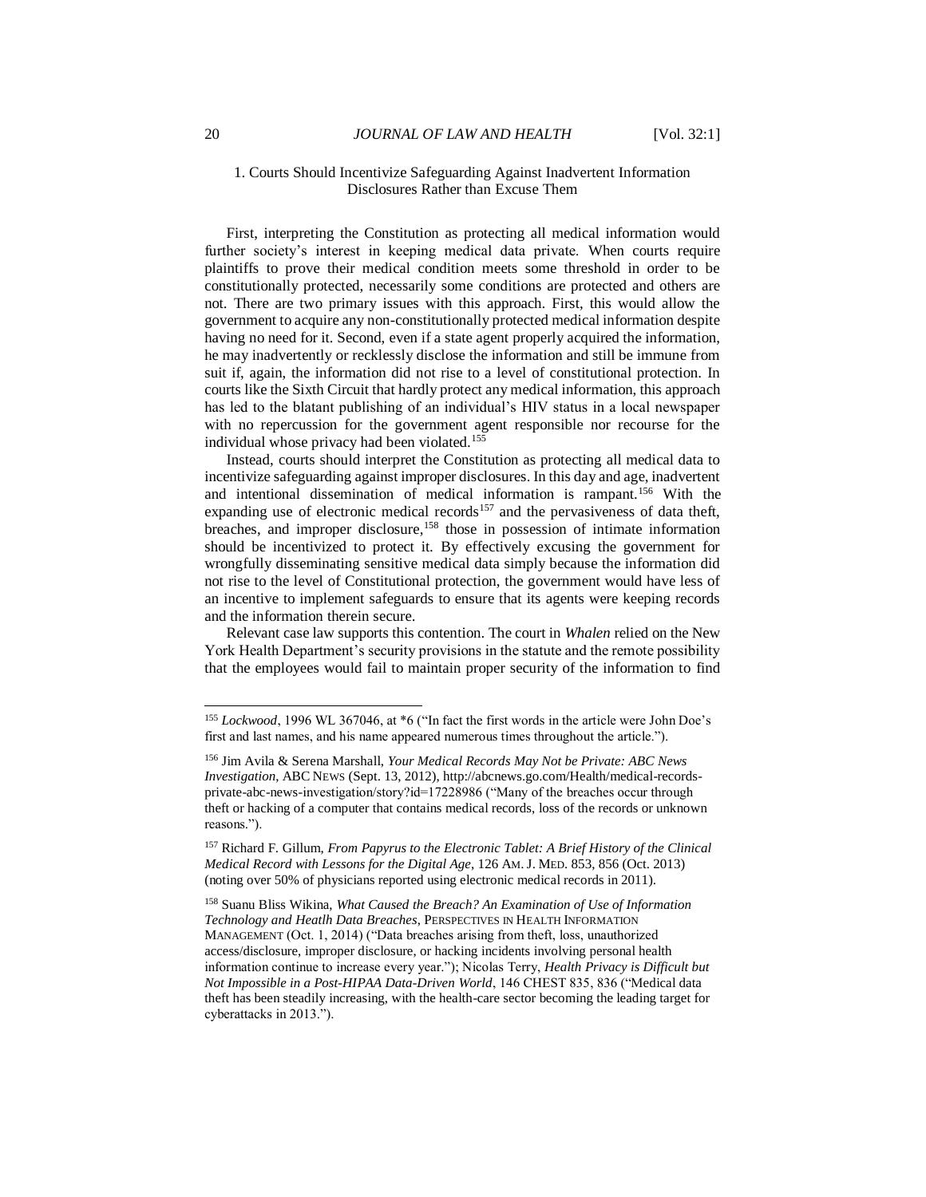### 1. Courts Should Incentivize Safeguarding Against Inadvertent Information Disclosures Rather than Excuse Them

First, interpreting the Constitution as protecting all medical information would further society's interest in keeping medical data private. When courts require plaintiffs to prove their medical condition meets some threshold in order to be constitutionally protected, necessarily some conditions are protected and others are not. There are two primary issues with this approach. First, this would allow the government to acquire any non-constitutionally protected medical information despite having no need for it. Second, even if a state agent properly acquired the information, he may inadvertently or recklessly disclose the information and still be immune from suit if, again, the information did not rise to a level of constitutional protection. In courts like the Sixth Circuit that hardly protect any medical information, this approach has led to the blatant publishing of an individual's HIV status in a local newspaper with no repercussion for the government agent responsible nor recourse for the individual whose privacy had been violated.[155]

Instead, courts should interpret the Constitution as protecting all medical data to incentivize safeguarding against improper disclosures. In this day and age, inadvertent and intentional dissemination of medical information is rampant.[156] With the expanding use of electronic medical records[157] and the pervasiveness of data theft, breaches, and improper disclosure,[158] those in possession of intimate information should be incentivized to protect it. By effectively excusing the government for wrongfully disseminating sensitive medical data simply because the information did not rise to the level of Constitutional protection, the government would have less of an incentive to implement safeguards to ensure that its agents were keeping records and the information therein secure.

Relevant case law supports this contention. The court in *Whalen* relied on the New York Health Department's security provisions in the statute and the remote possibility that the employees would fail to maintain proper security of the information to find

---

[155] *Lockwood*, 1996 WL 367046, at *6 ("In fact the first words in the article were John Doe's first and last names, and his name appeared numerous times throughout the article.").

[156] Jim Avila & Serena Marshall, *Your Medical Records May Not be Private: ABC News Investigation*, ABC NEWS (Sept. 13, 2012), http://abcnews.go.com/Health/medical-records-private-abc-news-investigation/story?id=17228986 ("Many of the breaches occur through theft or hacking of a computer that contains medical records, loss of the records or unknown reasons.").

[157] Richard F. Gillum, *From Papyrus to the Electronic Tablet: A Brief History of the Clinical Medical Record with Lessons for the Digital Age*, 126 AM. J. MED. 853, 856 (Oct. 2013) (noting over 50% of physicians reported using electronic medical records in 2011).

[158] Suanu Bliss Wikina, *What Caused the Breach? An Examination of Use of Information Technology and Heatlh Data Breaches*, PERSPECTIVES IN HEALTH INFORMATION MANAGEMENT (Oct. 1, 2014) ("Data breaches arising from theft, loss, unauthorized access/disclosure, improper disclosure, or hacking incidents involving personal health information continue to increase every year."); Nicolas Terry, *Health Privacy is Difficult but Not Impossible in a Post-HIPAA Data-Driven World*, 146 CHEST 835, 836 ("Medical data theft has been steadily increasing, with the health-care sector becoming the leading target for cyberattacks in 2013.").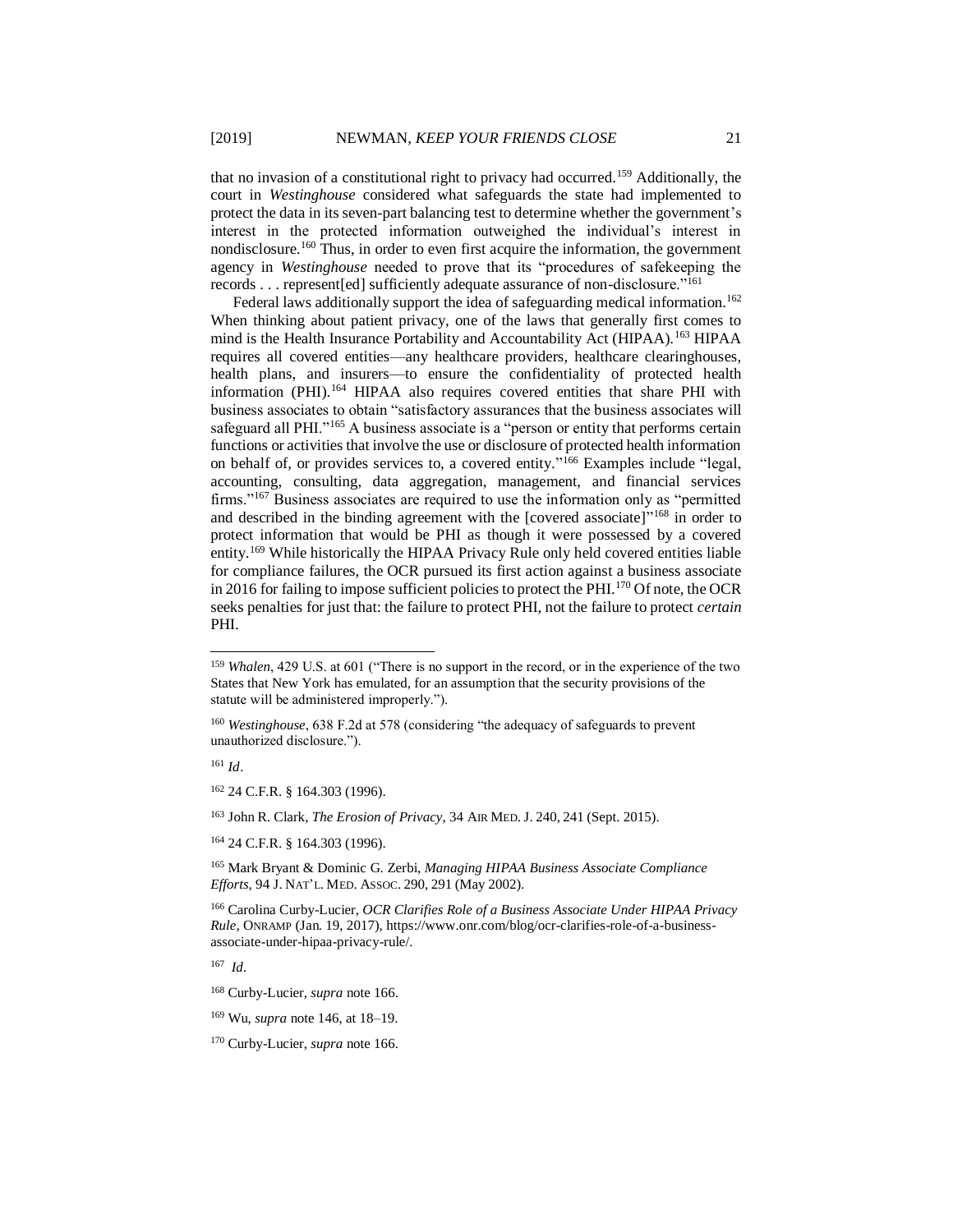that no invasion of a constitutional right to privacy had occurred.[159] Additionally, the court in *Westinghouse* considered what safeguards the state had implemented to protect the data in its seven-part balancing test to determine whether the government's interest in the protected information outweighed the individual's interest in nondisclosure.[160] Thus, in order to even first acquire the information, the government agency in *Westinghouse* needed to prove that its "procedures of safekeeping the records . . . represent[ed] sufficiently adequate assurance of non-disclosure."[161]

Federal laws additionally support the idea of safeguarding medical information.[162] When thinking about patient privacy, one of the laws that generally first comes to mind is the Health Insurance Portability and Accountability Act (HIPAA).[163] HIPAA requires all covered entities—any healthcare providers, healthcare clearinghouses, health plans, and insurers—to ensure the confidentiality of protected health information (PHI).[164] HIPAA also requires covered entities that share PHI with business associates to obtain "satisfactory assurances that the business associates will safeguard all PHI."[165] A business associate is a "person or entity that performs certain functions or activities that involve the use or disclosure of protected health information on behalf of, or provides services to, a covered entity."[166] Examples include "legal, accounting, consulting, data aggregation, management, and financial services firms."[167] Business associates are required to use the information only as "permitted and described in the binding agreement with the [covered associate]"[168] in order to protect information that would be PHI as though it were possessed by a covered entity.[169] While historically the HIPAA Privacy Rule only held covered entities liable for compliance failures, the OCR pursued its first action against a business associate in 2016 for failing to impose sufficient policies to protect the PHI.[170] Of note, the OCR seeks penalties for just that: the failure to protect PHI, not the failure to protect *certain* PHI.

---

[159] *Whalen*, 429 U.S. at 601 ("There is no support in the record, or in the experience of the two States that New York has emulated, for an assumption that the security provisions of the statute will be administered improperly.").

[160] *Westinghouse*, 638 F.2d at 578 (considering "the adequacy of safeguards to prevent unauthorized disclosure.").

[161] *Id*.

[162] 24 C.F.R. § 164.303 (1996).

[163] John R. Clark, *The Erosion of Privacy*, 34 AIR MED. J. 240, 241 (Sept. 2015).

[164] 24 C.F.R. § 164.303 (1996).

[165] Mark Bryant & Dominic G. Zerbi, *Managing HIPAA Business Associate Compliance Efforts*, 94 J. NAT'L. MED. ASSOC. 290, 291 (May 2002).

[166] Carolina Curby-Lucier, *OCR Clarifies Role of a Business Associate Under HIPAA Privacy Rule*, ONRAMP (Jan. 19, 2017), https://www.onr.com/blog/ocr-clarifies-role-of-a-business-associate-under-hipaa-privacy-rule/.

[167] *Id*.

[168] Curby-Lucier, *supra* note 166.

[169] Wu, *supra* note 146, at 18–19.

[170] Curby-Lucier, *supra* note 166.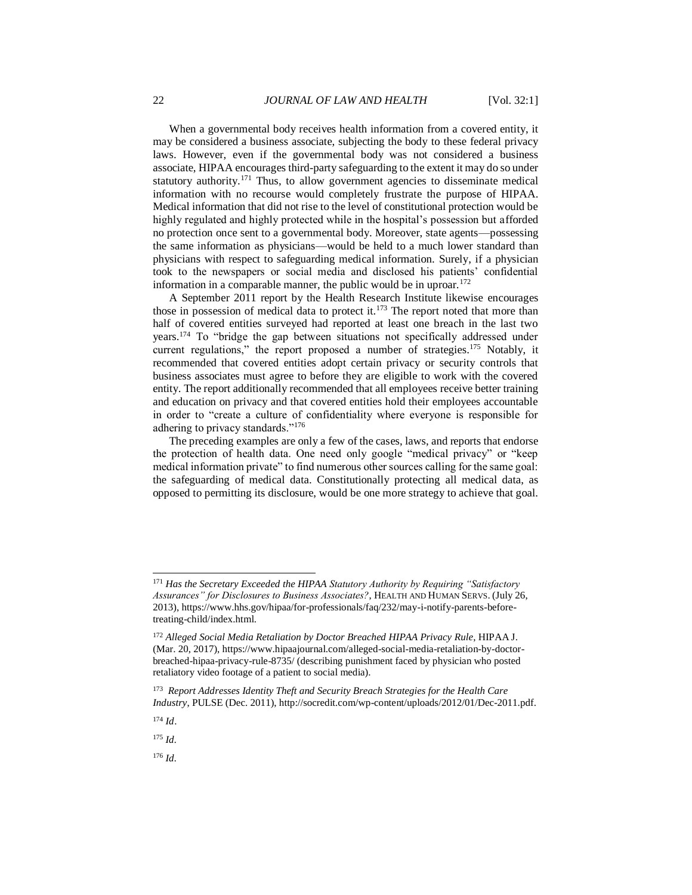When a governmental body receives health information from a covered entity, it may be considered a business associate, subjecting the body to these federal privacy laws. However, even if the governmental body was not considered a business associate, HIPAA encourages third-party safeguarding to the extent it may do so under statutory authority.[171] Thus, to allow government agencies to disseminate medical information with no recourse would completely frustrate the purpose of HIPAA. Medical information that did not rise to the level of constitutional protection would be highly regulated and highly protected while in the hospital's possession but afforded no protection once sent to a governmental body. Moreover, state agents—possessing the same information as physicians—would be held to a much lower standard than physicians with respect to safeguarding medical information. Surely, if a physician took to the newspapers or social media and disclosed his patients' confidential information in a comparable manner, the public would be in uproar.[172]

A September 2011 report by the Health Research Institute likewise encourages those in possession of medical data to protect it.[173] The report noted that more than half of covered entities surveyed had reported at least one breach in the last two years.[174] To "bridge the gap between situations not specifically addressed under current regulations," the report proposed a number of strategies.[175] Notably, it recommended that covered entities adopt certain privacy or security controls that business associates must agree to before they are eligible to work with the covered entity. The report additionally recommended that all employees receive better training and education on privacy and that covered entities hold their employees accountable in order to "create a culture of confidentiality where everyone is responsible for adhering to privacy standards."[176]

The preceding examples are only a few of the cases, laws, and reports that endorse the protection of health data. One need only google "medical privacy" or "keep medical information private" to find numerous other sources calling for the same goal: the safeguarding of medical data. Constitutionally protecting all medical data, as opposed to permitting its disclosure, would be one more strategy to achieve that goal.

---

[171] *Has the Secretary Exceeded the HIPAA Statutory Authority by Requiring "Satisfactory Assurances" for Disclosures to Business Associates?*, HEALTH AND HUMAN SERVS. (July 26, 2013), https://www.hhs.gov/hipaa/for-professionals/faq/232/may-i-notify-parents-before-treating-child/index.html.

[172] *Alleged Social Media Retaliation by Doctor Breached HIPAA Privacy Rule*, HIPAA J. (Mar. 20, 2017), https://www.hipaajournal.com/alleged-social-media-retaliation-by-doctor-breached-hipaa-privacy-rule-8735/ (describing punishment faced by physician who posted retaliatory video footage of a patient to social media).

[173] *Report Addresses Identity Theft and Security Breach Strategies for the Health Care Industry*, PULSE (Dec. 2011), http://socredit.com/wp-content/uploads/2012/01/Dec-2011.pdf.

[174] *Id*.

[175] *Id*.

[176] *Id*.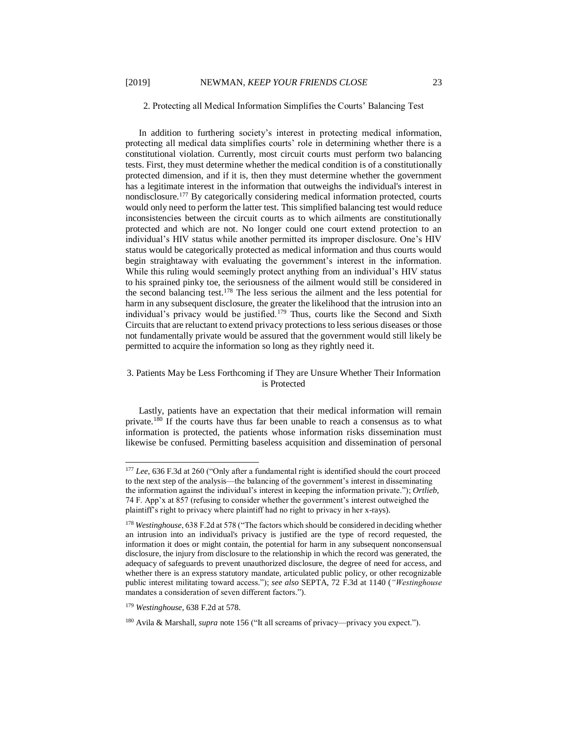### 2. Protecting all Medical Information Simplifies the Courts' Balancing Test

In addition to furthering society's interest in protecting medical information, protecting all medical data simplifies courts' role in determining whether there is a constitutional violation. Currently, most circuit courts must perform two balancing tests. First, they must determine whether the medical condition is of a constitutionally protected dimension, and if it is, then they must determine whether the government has a legitimate interest in the information that outweighs the individual's interest in nondisclosure.[177] By categorically considering medical information protected, courts would only need to perform the latter test. This simplified balancing test would reduce inconsistencies between the circuit courts as to which ailments are constitutionally protected and which are not. No longer could one court extend protection to an individual's HIV status while another permitted its improper disclosure. One's HIV status would be categorically protected as medical information and thus courts would begin straightaway with evaluating the government's interest in the information. While this ruling would seemingly protect anything from an individual's HIV status to his sprained pinky toe, the seriousness of the ailment would still be considered in the second balancing test.[178] The less serious the ailment and the less potential for harm in any subsequent disclosure, the greater the likelihood that the intrusion into an individual's privacy would be justified.[179] Thus, courts like the Second and Sixth Circuits that are reluctant to extend privacy protections to less serious diseases or those not fundamentally private would be assured that the government would still likely be permitted to acquire the information so long as they rightly need it.

### 3. Patients May be Less Forthcoming if They are Unsure Whether Their Information is Protected

Lastly, patients have an expectation that their medical information will remain private.[180] If the courts have thus far been unable to reach a consensus as to what information is protected, the patients whose information risks dissemination must likewise be confused. Permitting baseless acquisition and dissemination of personal

---

[177] *Lee*, 636 F.3d at 260 ("Only after a fundamental right is identified should the court proceed to the next step of the analysis—the balancing of the government's interest in disseminating the information against the individual's interest in keeping the information private."); *Ortlieb*, 74 F. App'x at 857 (refusing to consider whether the government's interest outweighed the plaintiff's right to privacy where plaintiff had no right to privacy in her x-rays).

[178] *Westinghouse*, 638 F.2d at 578 ("The factors which should be considered in deciding whether an intrusion into an individual's privacy is justified are the type of record requested, the information it does or might contain, the potential for harm in any subsequent nonconsensual disclosure, the injury from disclosure to the relationship in which the record was generated, the adequacy of safeguards to prevent unauthorized disclosure, the degree of need for access, and whether there is an express statutory mandate, articulated public policy, or other recognizable public interest militating toward access."); *see also* SEPTA, 72 F.3d at 1140 (*"Westinghouse* mandates a consideration of seven different factors.").

[179] *Westinghouse*, 638 F.2d at 578.

[180] Avila & Marshall, *supra* note 156 ("It all screams of privacy—privacy you expect.").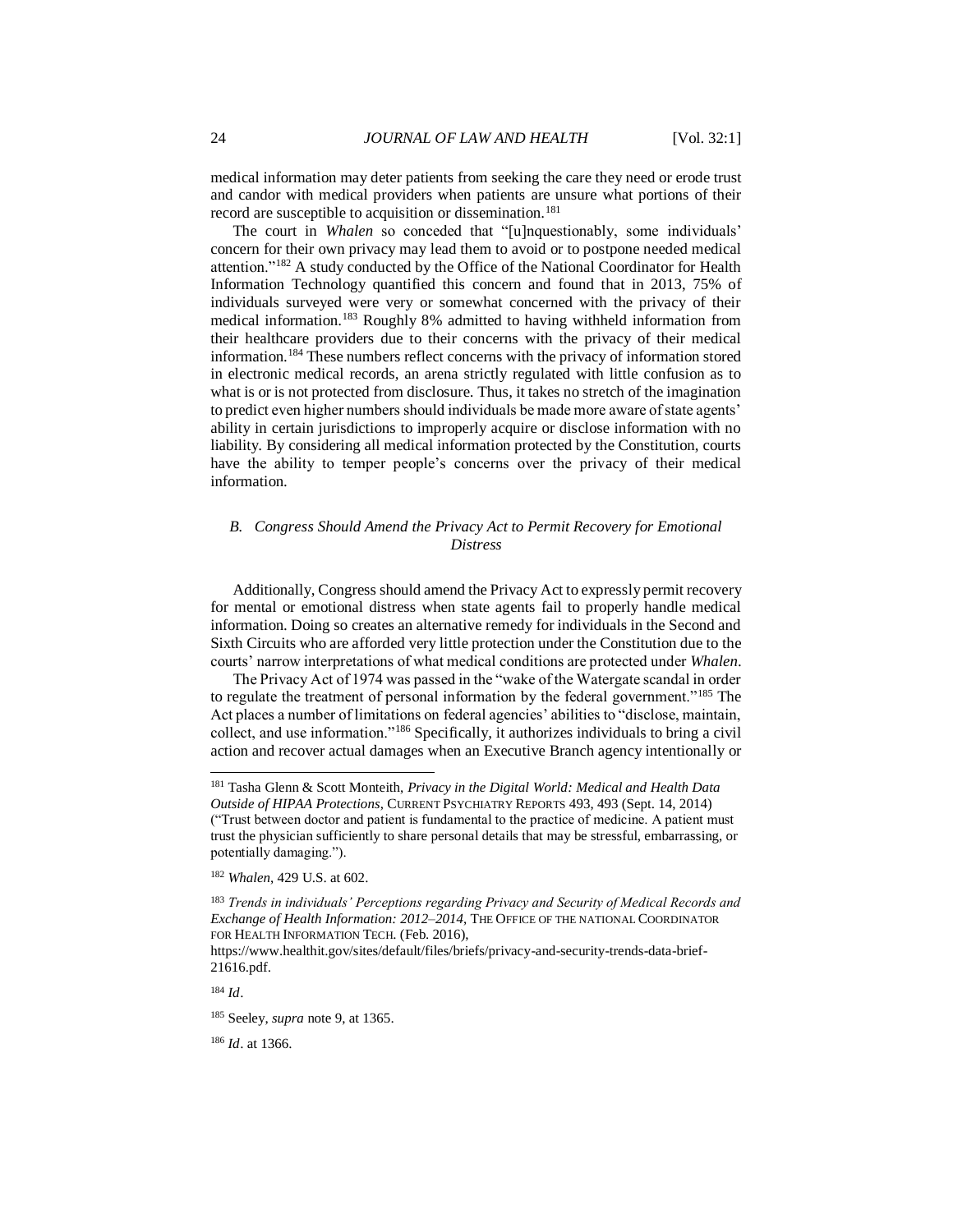medical information may deter patients from seeking the care they need or erode trust and candor with medical providers when patients are unsure what portions of their record are susceptible to acquisition or dissemination.[181]

The court in *Whalen* so conceded that "[u]nquestionably, some individuals' concern for their own privacy may lead them to avoid or to postpone needed medical attention."[182] A study conducted by the Office of the National Coordinator for Health Information Technology quantified this concern and found that in 2013, 75% of individuals surveyed were very or somewhat concerned with the privacy of their medical information.[183] Roughly 8% admitted to having withheld information from their healthcare providers due to their concerns with the privacy of their medical information.[184] These numbers reflect concerns with the privacy of information stored in electronic medical records, an arena strictly regulated with little confusion as to what is or is not protected from disclosure. Thus, it takes no stretch of the imagination to predict even higher numbers should individuals be made more aware of state agents' ability in certain jurisdictions to improperly acquire or disclose information with no liability. By considering all medical information protected by the Constitution, courts have the ability to temper people's concerns over the privacy of their medical information.

### *B. Congress Should Amend the Privacy Act to Permit Recovery for Emotional Distress*

Additionally, Congress should amend the Privacy Act to expressly permit recovery for mental or emotional distress when state agents fail to properly handle medical information. Doing so creates an alternative remedy for individuals in the Second and Sixth Circuits who are afforded very little protection under the Constitution due to the courts' narrow interpretations of what medical conditions are protected under *Whalen*.

The Privacy Act of 1974 was passed in the "wake of the Watergate scandal in order to regulate the treatment of personal information by the federal government."[185] The Act places a number of limitations on federal agencies' abilities to "disclose, maintain, collect, and use information."[186] Specifically, it authorizes individuals to bring a civil action and recover actual damages when an Executive Branch agency intentionally or

---

[181] Tasha Glenn & Scott Monteith, *Privacy in the Digital World: Medical and Health Data Outside of HIPAA Protections*, CURRENT PSYCHIATRY REPORTS 493, 493 (Sept. 14, 2014) ("Trust between doctor and patient is fundamental to the practice of medicine. A patient must trust the physician sufficiently to share personal details that may be stressful, embarrassing, or potentially damaging.").

[182] *Whalen*, 429 U.S. at 602.

[183] *Trends in individuals' Perceptions regarding Privacy and Security of Medical Records and Exchange of Health Information: 2012–2014*, THE OFFICE OF THE NATIONAL COORDINATOR FOR HEALTH INFORMATION TECH. (Feb. 2016), https://www.healthit.gov/sites/default/files/briefs/privacy-and-security-trends-data-brief-21616.pdf.

[184] *Id*.

[185] Seeley, *supra* note 9, at 1365.

[186] *Id*. at 1366.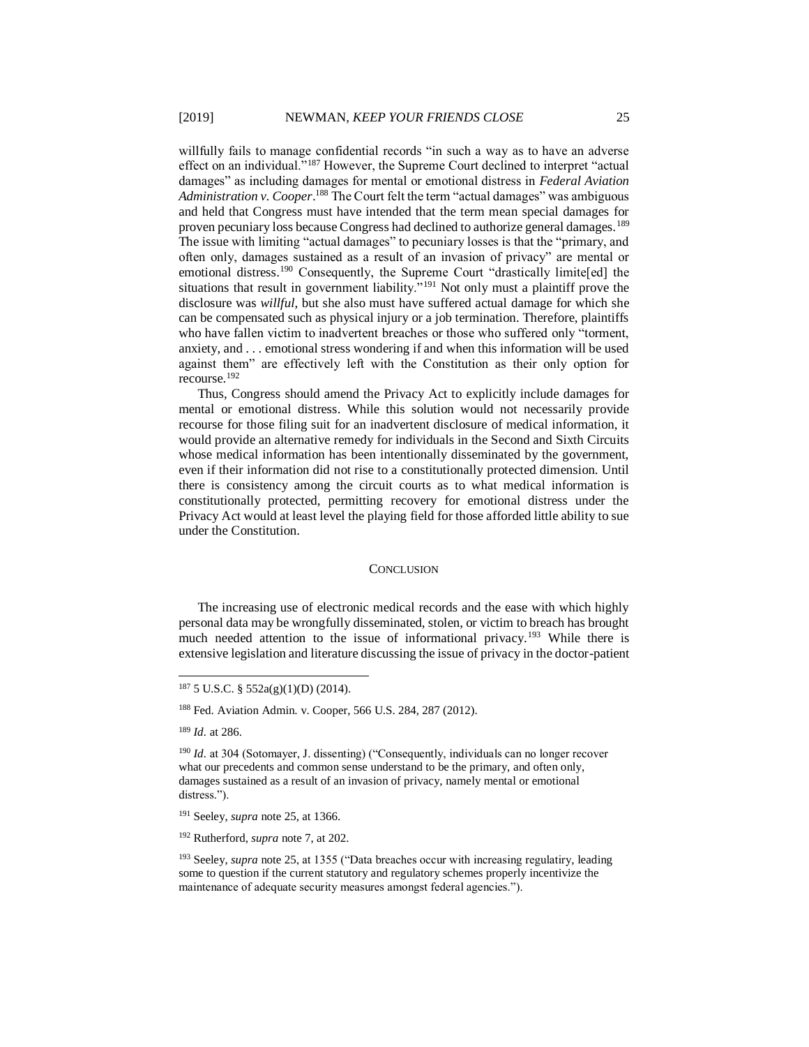willfully fails to manage confidential records "in such a way as to have an adverse effect on an individual."[187] However, the Supreme Court declined to interpret "actual damages" as including damages for mental or emotional distress in *Federal Aviation Administration v. Cooper*.[188] The Court felt the term "actual damages" was ambiguous and held that Congress must have intended that the term mean special damages for proven pecuniary loss because Congress had declined to authorize general damages.[189] The issue with limiting "actual damages" to pecuniary losses is that the "primary, and often only, damages sustained as a result of an invasion of privacy" are mental or emotional distress.[190] Consequently, the Supreme Court "drastically limite[ed] the situations that result in government liability."[191] Not only must a plaintiff prove the disclosure was *willful*, but she also must have suffered actual damage for which she can be compensated such as physical injury or a job termination. Therefore, plaintiffs who have fallen victim to inadvertent breaches or those who suffered only "torment, anxiety, and . . . emotional stress wondering if and when this information will be used against them" are effectively left with the Constitution as their only option for recourse.[192]

Thus, Congress should amend the Privacy Act to explicitly include damages for mental or emotional distress. While this solution would not necessarily provide recourse for those filing suit for an inadvertent disclosure of medical information, it would provide an alternative remedy for individuals in the Second and Sixth Circuits whose medical information has been intentionally disseminated by the government, even if their information did not rise to a constitutionally protected dimension. Until there is consistency among the circuit courts as to what medical information is constitutionally protected, permitting recovery for emotional distress under the Privacy Act would at least level the playing field for those afforded little ability to sue under the Constitution.

## CONCLUSION

The increasing use of electronic medical records and the ease with which highly personal data may be wrongfully disseminated, stolen, or victim to breach has brought much needed attention to the issue of informational privacy.[193] While there is extensive legislation and literature discussing the issue of privacy in the doctor-patient

---

[187] 5 U.S.C. § 552a(g)(1)(D) (2014).

[188] Fed. Aviation Admin. v. Cooper, 566 U.S. 284, 287 (2012).

[189] *Id*. at 286.

[190] *Id*. at 304 (Sotomayer, J. dissenting) ("Consequently, individuals can no longer recover what our precedents and common sense understand to be the primary, and often only, damages sustained as a result of an invasion of privacy, namely mental or emotional distress.").

[191] Seeley, *supra* note 25, at 1366.

[192] Rutherford, *supra* note 7, at 202.

[193] Seeley, *supra* note 25, at 1355 ("Data breaches occur with increasing regulatiry, leading some to question if the current statutory and regulatory schemes properly incentivize the maintenance of adequate security measures amongst federal agencies.").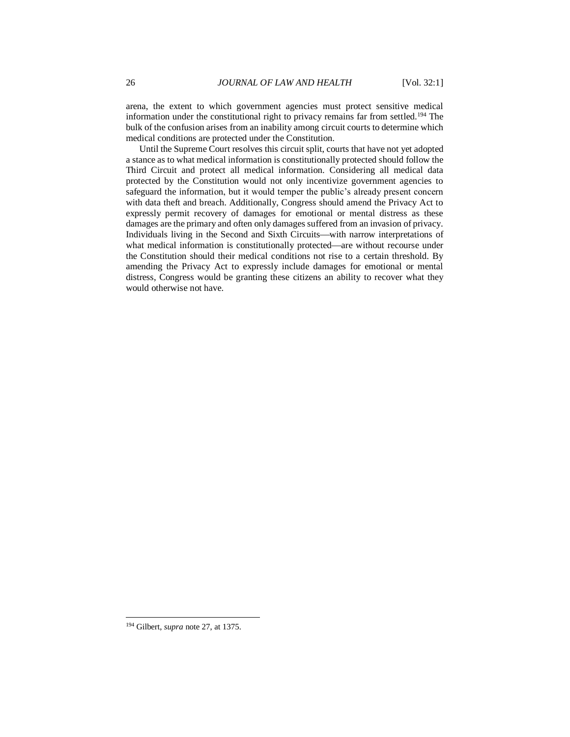arena, the extent to which government agencies must protect sensitive medical information under the constitutional right to privacy remains far from settled.[194] The bulk of the confusion arises from an inability among circuit courts to determine which medical conditions are protected under the Constitution.

Until the Supreme Court resolves this circuit split, courts that have not yet adopted a stance as to what medical information is constitutionally protected should follow the Third Circuit and protect all medical information. Considering all medical data protected by the Constitution would not only incentivize government agencies to safeguard the information, but it would temper the public's already present concern with data theft and breach. Additionally, Congress should amend the Privacy Act to expressly permit recovery of damages for emotional or mental distress as these damages are the primary and often only damages suffered from an invasion of privacy. Individuals living in the Second and Sixth Circuits—with narrow interpretations of what medical information is constitutionally protected—are without recourse under the Constitution should their medical conditions not rise to a certain threshold. By amending the Privacy Act to expressly include damages for emotional or mental distress, Congress would be granting these citizens an ability to recover what they would otherwise not have.

---

[194] Gilbert, *supra* note 27, at 1375.